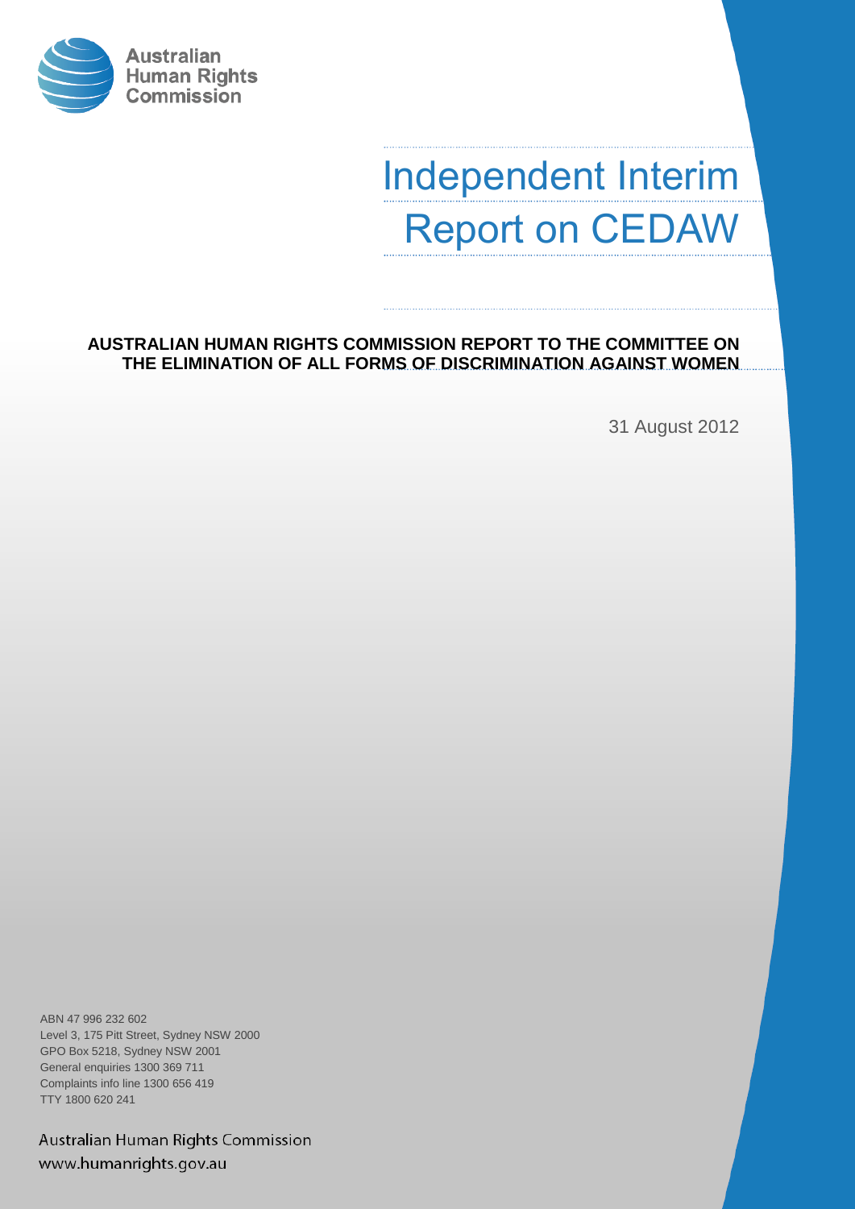Australian Human Rights Commission

# Independent Interim Report on CEDAW

**AUSTRALIAN HUMAN RIGHTS COMMISSION REPORT TO THE COMMITTEE ON THE ELIMINATION OF ALL FORMS OF DISCRIMINATION AGAINST WOMEN**

31 August 2012

ABN 47 996 232 602
Level 3, 175 Pitt Street, Sydney NSW 2000
GPO Box 5218, Sydney NSW 2001
General enquiries 1300 369 711
Complaints info line 1300 656 419
TTY 1800 620 241

Australian Human Rights Commission
www.humanrights.gov.au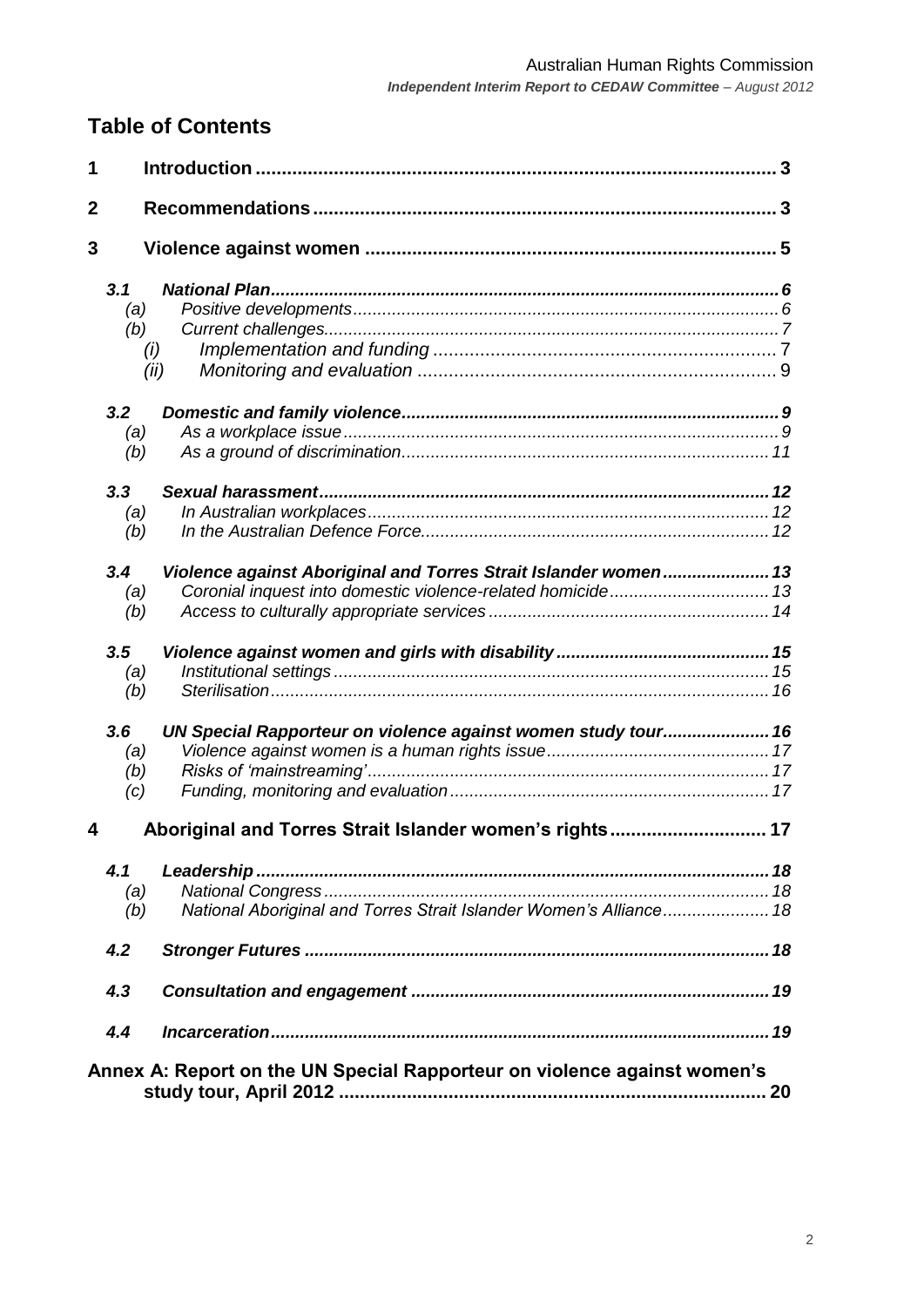## Table of Contents

**1 Introduction** .......... 3

**2 Recommendations** .......... 3

**3 Violence against women** .......... 5

- ***3.1 National Plan*** .......... 6
  - *(a) Positive developments* .......... 6
  - *(b) Current challenges* .......... 7
    - *(i) Implementation and funding* .......... 7
    - *(ii) Monitoring and evaluation* .......... 9
- ***3.2 Domestic and family violence*** .......... 9
  - *(a) As a workplace issue* .......... 9
  - *(b) As a ground of discrimination* .......... 11
- ***3.3 Sexual harassment*** .......... 12
  - *(a) In Australian workplaces* .......... 12
  - *(b) In the Australian Defence Force* .......... 12
- ***3.4 Violence against Aboriginal and Torres Strait Islander women*** .......... 13
  - *(a) Coronial inquest into domestic violence-related homicide* .......... 13
  - *(b) Access to culturally appropriate services* .......... 14
- ***3.5 Violence against women and girls with disability*** .......... 15
  - *(a) Institutional settings* .......... 15
  - *(b) Sterilisation* .......... 16
- ***3.6 UN Special Rapporteur on violence against women study tour*** .......... 16
  - *(a) Violence against women is a human rights issue* .......... 17
  - *(b) Risks of 'mainstreaming'* .......... 17
  - *(c) Funding, monitoring and evaluation* .......... 17

**4 Aboriginal and Torres Strait Islander women's rights** .......... 17

- ***4.1 Leadership*** .......... 18
  - *(a) National Congress* .......... 18
  - *(b) National Aboriginal and Torres Strait Islander Women's Alliance* .......... 18
- ***4.2 Stronger Futures*** .......... 18
- ***4.3 Consultation and engagement*** .......... 19
- ***4.4 Incarceration*** .......... 19

**Annex A: Report on the UN Special Rapporteur on violence against women's study tour, April 2012** .......... 20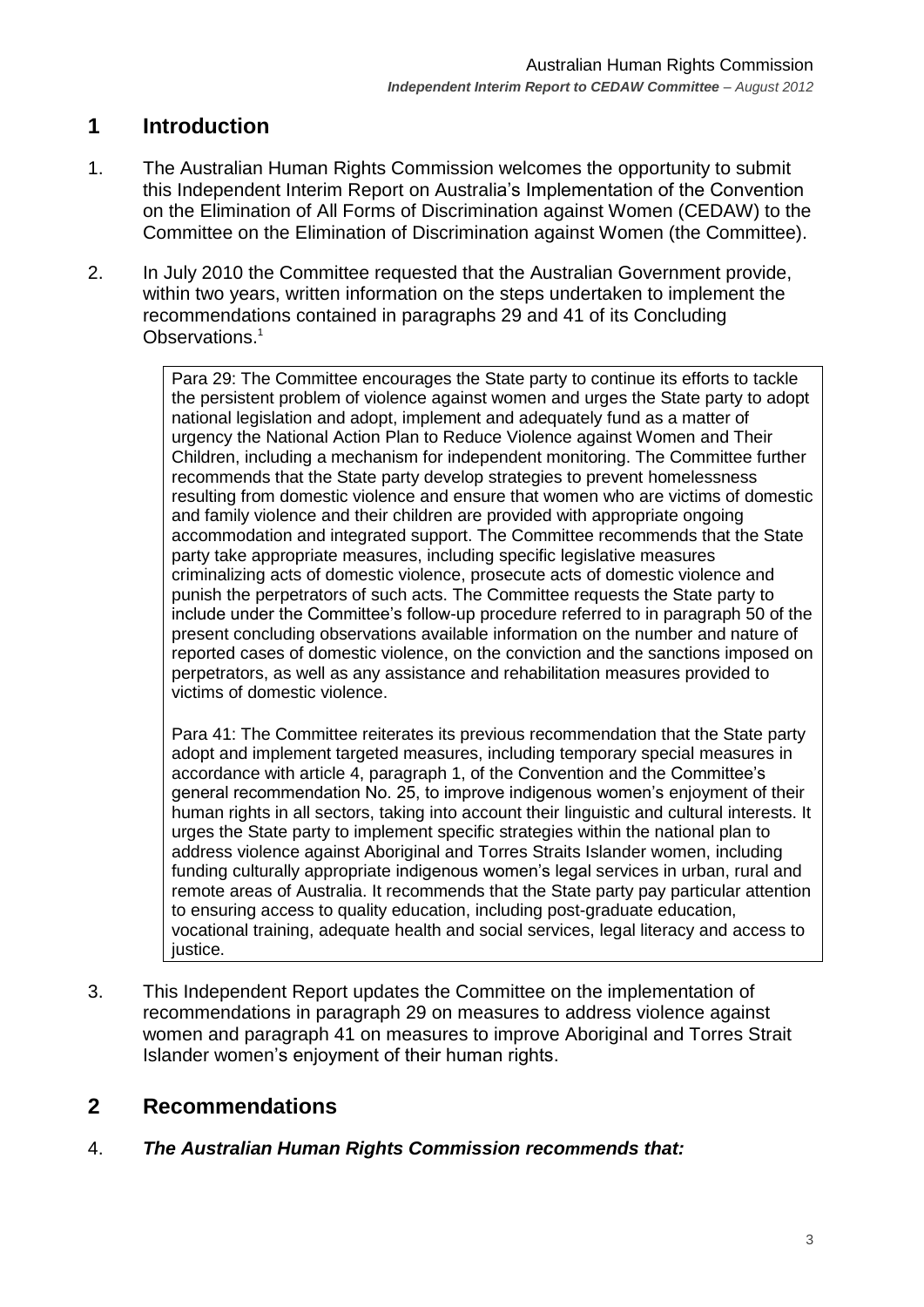## 1 Introduction

1. The Australian Human Rights Commission welcomes the opportunity to submit this Independent Interim Report on Australia's Implementation of the Convention on the Elimination of All Forms of Discrimination against Women (CEDAW) to the Committee on the Elimination of Discrimination against Women (the Committee).

2. In July 2010 the Committee requested that the Australian Government provide, within two years, written information on the steps undertaken to implement the recommendations contained in paragraphs 29 and 41 of its Concluding Observations.[1]

> Para 29: The Committee encourages the State party to continue its efforts to tackle the persistent problem of violence against women and urges the State party to adopt national legislation and adopt, implement and adequately fund as a matter of urgency the National Action Plan to Reduce Violence against Women and Their Children, including a mechanism for independent monitoring. The Committee further recommends that the State party develop strategies to prevent homelessness resulting from domestic violence and ensure that women who are victims of domestic and family violence and their children are provided with appropriate ongoing accommodation and integrated support. The Committee recommends that the State party take appropriate measures, including specific legislative measures criminalizing acts of domestic violence, prosecute acts of domestic violence and punish the perpetrators of such acts. The Committee requests the State party to include under the Committee's follow-up procedure referred to in paragraph 50 of the present concluding observations available information on the number and nature of reported cases of domestic violence, on the conviction and the sanctions imposed on perpetrators, as well as any assistance and rehabilitation measures provided to victims of domestic violence.
>
> Para 41: The Committee reiterates its previous recommendation that the State party adopt and implement targeted measures, including temporary special measures in accordance with article 4, paragraph 1, of the Convention and the Committee's general recommendation No. 25, to improve indigenous women's enjoyment of their human rights in all sectors, taking into account their linguistic and cultural interests. It urges the State party to implement specific strategies within the national plan to address violence against Aboriginal and Torres Straits Islander women, including funding culturally appropriate indigenous women's legal services in urban, rural and remote areas of Australia. It recommends that the State party pay particular attention to ensuring access to quality education, including post-graduate education, vocational training, adequate health and social services, legal literacy and access to justice.

3. This Independent Report updates the Committee on the implementation of recommendations in paragraph 29 on measures to address violence against women and paragraph 41 on measures to improve Aboriginal and Torres Strait Islander women's enjoyment of their human rights.

## 2 Recommendations

4. ***The Australian Human Rights Commission recommends that:***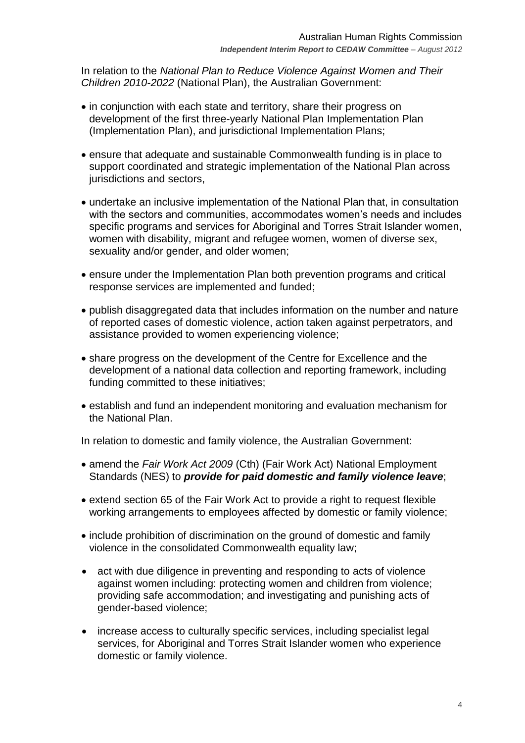In relation to the *National Plan to Reduce Violence Against Women and Their Children 2010-2022* (National Plan), the Australian Government:

- in conjunction with each state and territory, share their progress on development of the first three-yearly National Plan Implementation Plan (Implementation Plan), and jurisdictional Implementation Plans;
- ensure that adequate and sustainable Commonwealth funding is in place to support coordinated and strategic implementation of the National Plan across jurisdictions and sectors,
- undertake an inclusive implementation of the National Plan that, in consultation with the sectors and communities, accommodates women's needs and includes specific programs and services for Aboriginal and Torres Strait Islander women, women with disability, migrant and refugee women, women of diverse sex, sexuality and/or gender, and older women;
- ensure under the Implementation Plan both prevention programs and critical response services are implemented and funded;
- publish disaggregated data that includes information on the number and nature of reported cases of domestic violence, action taken against perpetrators, and assistance provided to women experiencing violence;
- share progress on the development of the Centre for Excellence and the development of a national data collection and reporting framework, including funding committed to these initiatives;
- establish and fund an independent monitoring and evaluation mechanism for the National Plan.

In relation to domestic and family violence, the Australian Government:

- amend the *Fair Work Act 2009* (Cth) (Fair Work Act) National Employment Standards (NES) to ***provide for paid domestic and family violence leave***;
- extend section 65 of the Fair Work Act to provide a right to request flexible working arrangements to employees affected by domestic or family violence;
- include prohibition of discrimination on the ground of domestic and family violence in the consolidated Commonwealth equality law;
- act with due diligence in preventing and responding to acts of violence against women including: protecting women and children from violence; providing safe accommodation; and investigating and punishing acts of gender-based violence;
- increase access to culturally specific services, including specialist legal services, for Aboriginal and Torres Strait Islander women who experience domestic or family violence.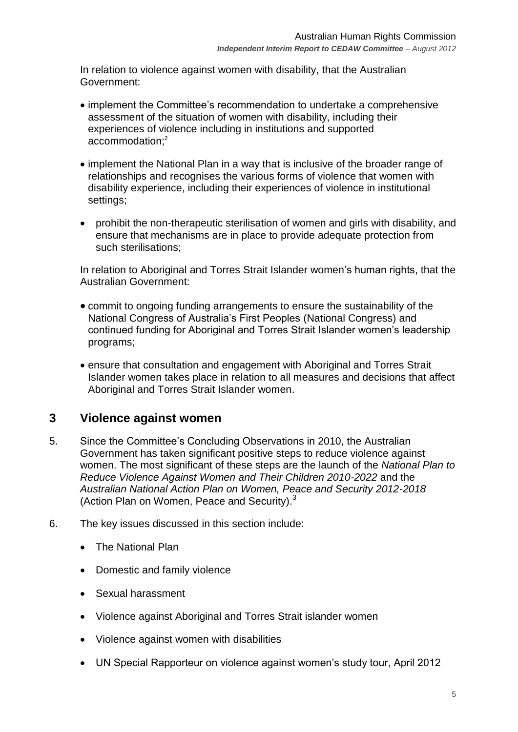In relation to violence against women with disability, that the Australian Government:

- implement the Committee's recommendation to undertake a comprehensive assessment of the situation of women with disability, including their experiences of violence including in institutions and supported accommodation;[2]
- implement the National Plan in a way that is inclusive of the broader range of relationships and recognises the various forms of violence that women with disability experience, including their experiences of violence in institutional settings;
- prohibit the non-therapeutic sterilisation of women and girls with disability, and ensure that mechanisms are in place to provide adequate protection from such sterilisations;

In relation to Aboriginal and Torres Strait Islander women's human rights, that the Australian Government:

- commit to ongoing funding arrangements to ensure the sustainability of the National Congress of Australia's First Peoples (National Congress) and continued funding for Aboriginal and Torres Strait Islander women's leadership programs;
- ensure that consultation and engagement with Aboriginal and Torres Strait Islander women takes place in relation to all measures and decisions that affect Aboriginal and Torres Strait Islander women.

## 3 Violence against women

5. Since the Committee's Concluding Observations in 2010, the Australian Government has taken significant positive steps to reduce violence against women. The most significant of these steps are the launch of the *National Plan to Reduce Violence Against Women and Their Children 2010-2022* and the *Australian National Action Plan on Women, Peace and Security 2012-2018* (Action Plan on Women, Peace and Security).[3]

6. The key issues discussed in this section include:

   - The National Plan
   - Domestic and family violence
   - Sexual harassment
   - Violence against Aboriginal and Torres Strait islander women
   - Violence against women with disabilities
   - UN Special Rapporteur on violence against women's study tour, April 2012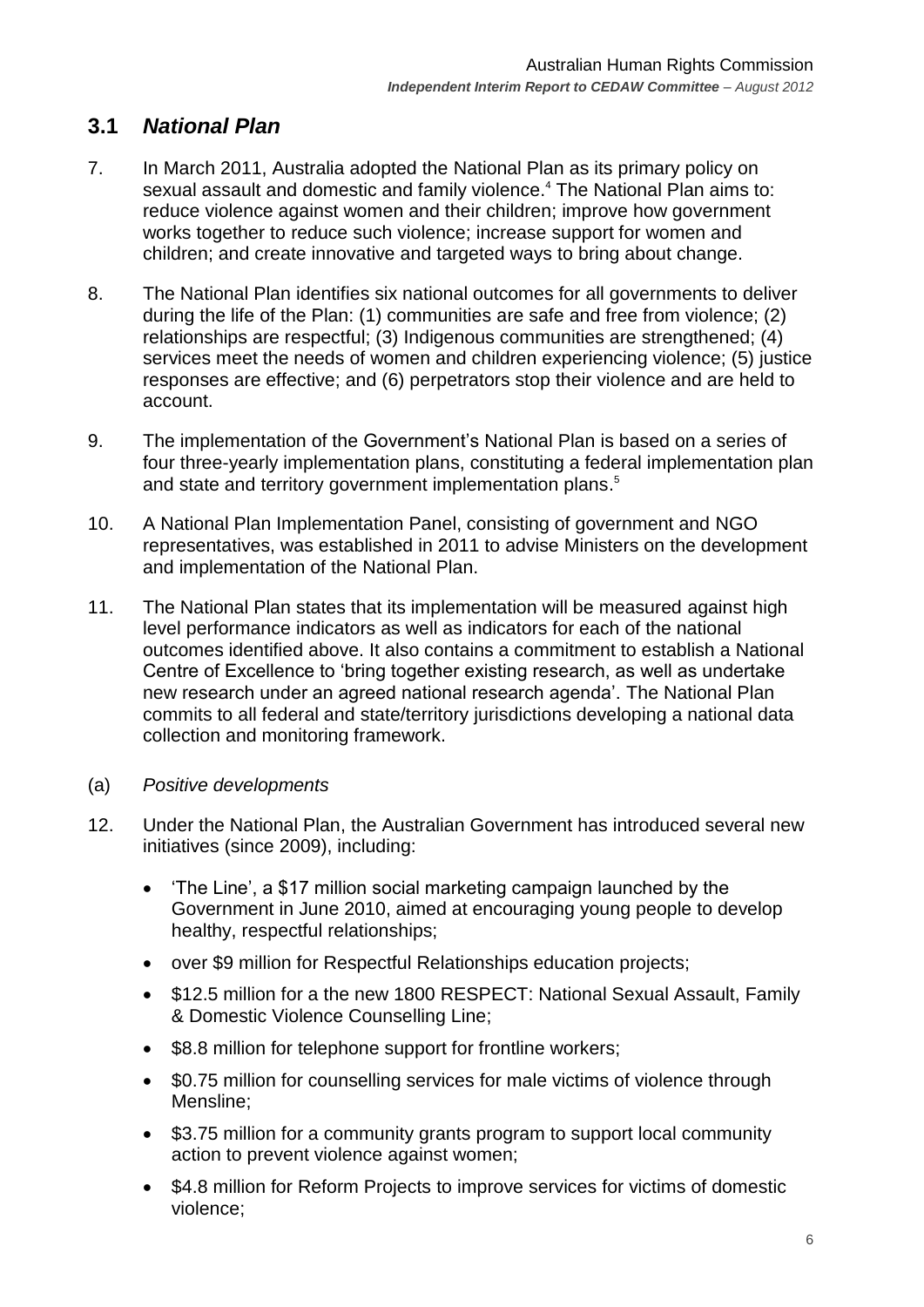## 3.1 *National Plan*

7. In March 2011, Australia adopted the National Plan as its primary policy on sexual assault and domestic and family violence.[4] The National Plan aims to: reduce violence against women and their children; improve how government works together to reduce such violence; increase support for women and children; and create innovative and targeted ways to bring about change.

8. The National Plan identifies six national outcomes for all governments to deliver during the life of the Plan: (1) communities are safe and free from violence; (2) relationships are respectful; (3) Indigenous communities are strengthened; (4) services meet the needs of women and children experiencing violence; (5) justice responses are effective; and (6) perpetrators stop their violence and are held to account.

9. The implementation of the Government's National Plan is based on a series of four three-yearly implementation plans, constituting a federal implementation plan and state and territory government implementation plans.[5]

10. A National Plan Implementation Panel, consisting of government and NGO representatives, was established in 2011 to advise Ministers on the development and implementation of the National Plan.

11. The National Plan states that its implementation will be measured against high level performance indicators as well as indicators for each of the national outcomes identified above. It also contains a commitment to establish a National Centre of Excellence to 'bring together existing research, as well as undertake new research under an agreed national research agenda'. The National Plan commits to all federal and state/territory jurisdictions developing a national data collection and monitoring framework.

(a) *Positive developments*

12. Under the National Plan, the Australian Government has introduced several new initiatives (since 2009), including:

- 'The Line', a $17 million social marketing campaign launched by the Government in June 2010, aimed at encouraging young people to develop healthy, respectful relationships;
- over $9 million for Respectful Relationships education projects;
- $12.5 million for a the new 1800 RESPECT: National Sexual Assault, Family & Domestic Violence Counselling Line;
- $8.8 million for telephone support for frontline workers;
- $0.75 million for counselling services for male victims of violence through Mensline;
- $3.75 million for a community grants program to support local community action to prevent violence against women;
- $4.8 million for Reform Projects to improve services for victims of domestic violence;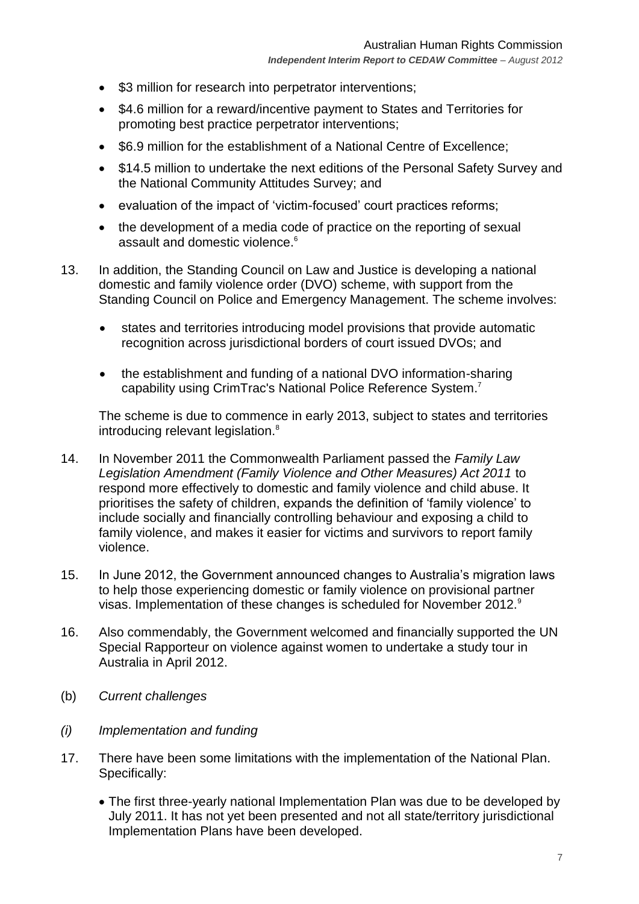- \$3 million for research into perpetrator interventions;
- \$4.6 million for a reward/incentive payment to States and Territories for promoting best practice perpetrator interventions;
- \$6.9 million for the establishment of a National Centre of Excellence;
- \$14.5 million to undertake the next editions of the Personal Safety Survey and the National Community Attitudes Survey; and
- evaluation of the impact of 'victim-focused' court practices reforms;
- the development of a media code of practice on the reporting of sexual assault and domestic violence.[6]

13. In addition, the Standing Council on Law and Justice is developing a national domestic and family violence order (DVO) scheme, with support from the Standing Council on Police and Emergency Management. The scheme involves:

    - states and territories introducing model provisions that provide automatic recognition across jurisdictional borders of court issued DVOs; and
    - the establishment and funding of a national DVO information-sharing capability using CrimTrac's National Police Reference System.[7]

    The scheme is due to commence in early 2013, subject to states and territories introducing relevant legislation.[8]

14. In November 2011 the Commonwealth Parliament passed the *Family Law Legislation Amendment (Family Violence and Other Measures) Act 2011* to respond more effectively to domestic and family violence and child abuse. It prioritises the safety of children, expands the definition of 'family violence' to include socially and financially controlling behaviour and exposing a child to family violence, and makes it easier for victims and survivors to report family violence.

15. In June 2012, the Government announced changes to Australia's migration laws to help those experiencing domestic or family violence on provisional partner visas. Implementation of these changes is scheduled for November 2012.[9]

16. Also commendably, the Government welcomed and financially supported the UN Special Rapporteur on violence against women to undertake a study tour in Australia in April 2012.

(b) *Current challenges*

*(i) Implementation and funding*

17. There have been some limitations with the implementation of the National Plan. Specifically:

    - The first three-yearly national Implementation Plan was due to be developed by July 2011. It has not yet been presented and not all state/territory jurisdictional Implementation Plans have been developed.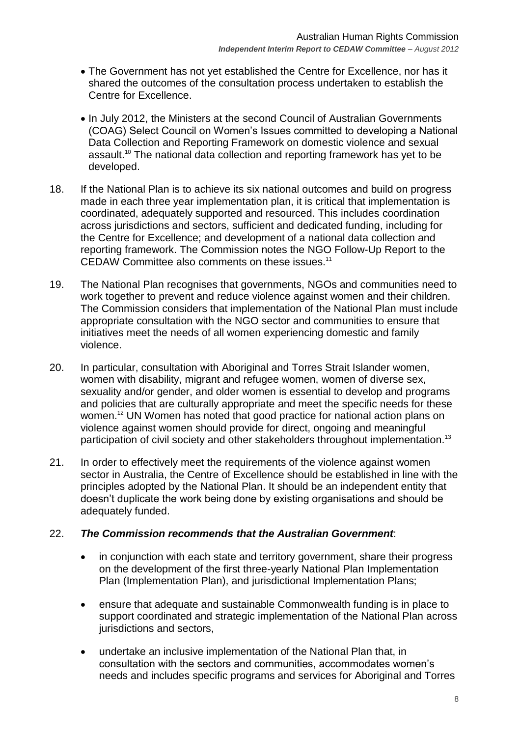- The Government has not yet established the Centre for Excellence, nor has it shared the outcomes of the consultation process undertaken to establish the Centre for Excellence.

- In July 2012, the Ministers at the second Council of Australian Governments (COAG) Select Council on Women's Issues committed to developing a National Data Collection and Reporting Framework on domestic violence and sexual assault.[10] The national data collection and reporting framework has yet to be developed.

18. If the National Plan is to achieve its six national outcomes and build on progress made in each three year implementation plan, it is critical that implementation is coordinated, adequately supported and resourced. This includes coordination across jurisdictions and sectors, sufficient and dedicated funding, including for the Centre for Excellence; and development of a national data collection and reporting framework. The Commission notes the NGO Follow-Up Report to the CEDAW Committee also comments on these issues.[11]

19. The National Plan recognises that governments, NGOs and communities need to work together to prevent and reduce violence against women and their children. The Commission considers that implementation of the National Plan must include appropriate consultation with the NGO sector and communities to ensure that initiatives meet the needs of all women experiencing domestic and family violence.

20. In particular, consultation with Aboriginal and Torres Strait Islander women, women with disability, migrant and refugee women, women of diverse sex, sexuality and/or gender, and older women is essential to develop and programs and policies that are culturally appropriate and meet the specific needs for these women.[12] UN Women has noted that good practice for national action plans on violence against women should provide for direct, ongoing and meaningful participation of civil society and other stakeholders throughout implementation.[13]

21. In order to effectively meet the requirements of the violence against women sector in Australia, the Centre of Excellence should be established in line with the principles adopted by the National Plan. It should be an independent entity that doesn't duplicate the work being done by existing organisations and should be adequately funded.

22. ***The Commission recommends that the Australian Government***:

    - in conjunction with each state and territory government, share their progress on the development of the first three-yearly National Plan Implementation Plan (Implementation Plan), and jurisdictional Implementation Plans;

    - ensure that adequate and sustainable Commonwealth funding is in place to support coordinated and strategic implementation of the National Plan across jurisdictions and sectors,

    - undertake an inclusive implementation of the National Plan that, in consultation with the sectors and communities, accommodates women's needs and includes specific programs and services for Aboriginal and Torres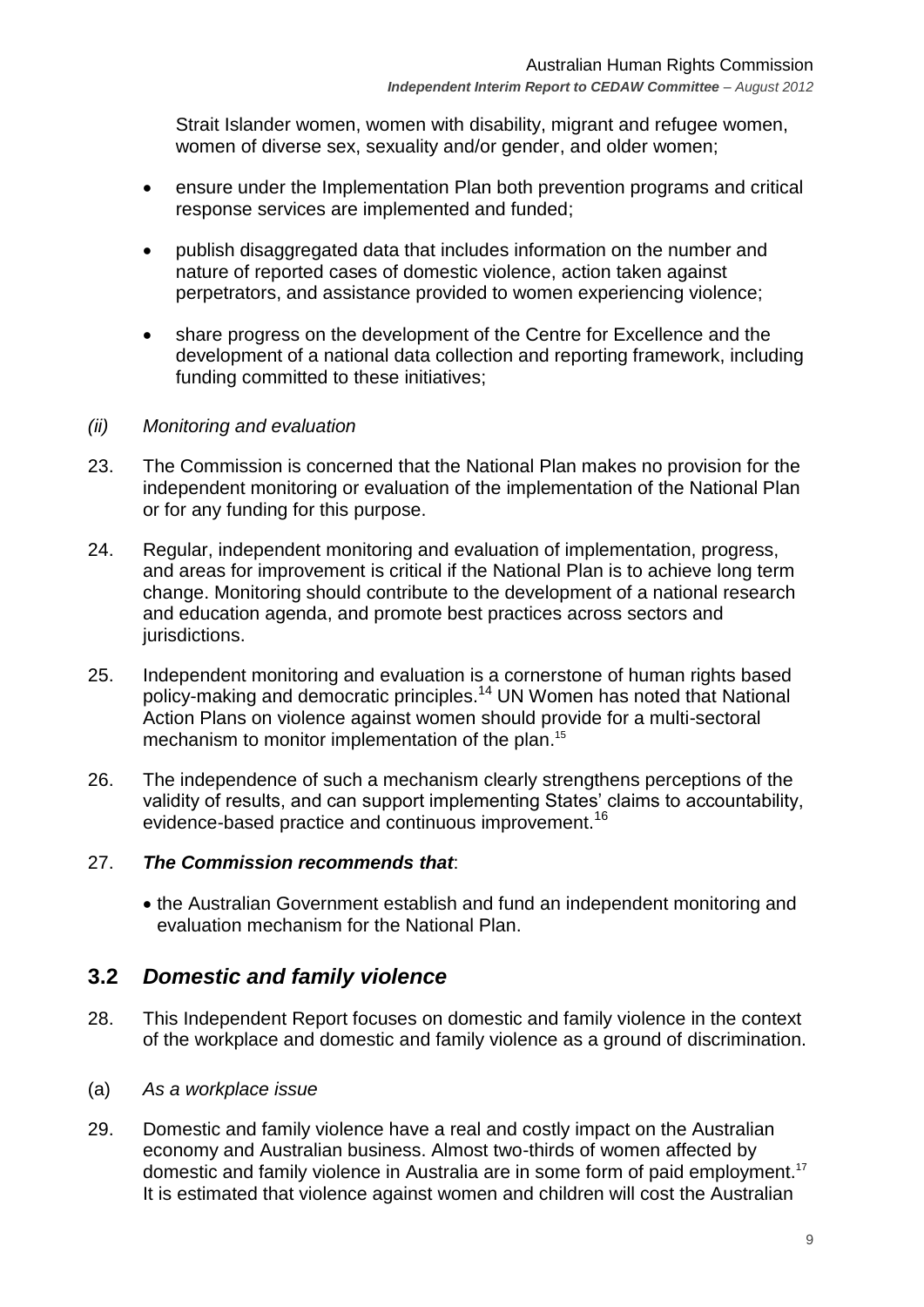Strait Islander women, women with disability, migrant and refugee women, women of diverse sex, sexuality and/or gender, and older women;

- ensure under the Implementation Plan both prevention programs and critical response services are implemented and funded;
- publish disaggregated data that includes information on the number and nature of reported cases of domestic violence, action taken against perpetrators, and assistance provided to women experiencing violence;
- share progress on the development of the Centre for Excellence and the development of a national data collection and reporting framework, including funding committed to these initiatives;

*(ii) Monitoring and evaluation*

23. The Commission is concerned that the National Plan makes no provision for the independent monitoring or evaluation of the implementation of the National Plan or for any funding for this purpose.

24. Regular, independent monitoring and evaluation of implementation, progress, and areas for improvement is critical if the National Plan is to achieve long term change. Monitoring should contribute to the development of a national research and education agenda, and promote best practices across sectors and jurisdictions.

25. Independent monitoring and evaluation is a cornerstone of human rights based policy-making and democratic principles.[14] UN Women has noted that National Action Plans on violence against women should provide for a multi-sectoral mechanism to monitor implementation of the plan.[15]

26. The independence of such a mechanism clearly strengthens perceptions of the validity of results, and can support implementing States' claims to accountability, evidence-based practice and continuous improvement.[16]

27. ***The Commission recommends that***:

- the Australian Government establish and fund an independent monitoring and evaluation mechanism for the National Plan.

## 3.2 *Domestic and family violence*

28. This Independent Report focuses on domestic and family violence in the context of the workplace and domestic and family violence as a ground of discrimination.

(a) *As a workplace issue*

29. Domestic and family violence have a real and costly impact on the Australian economy and Australian business. Almost two-thirds of women affected by domestic and family violence in Australia are in some form of paid employment.[17] It is estimated that violence against women and children will cost the Australian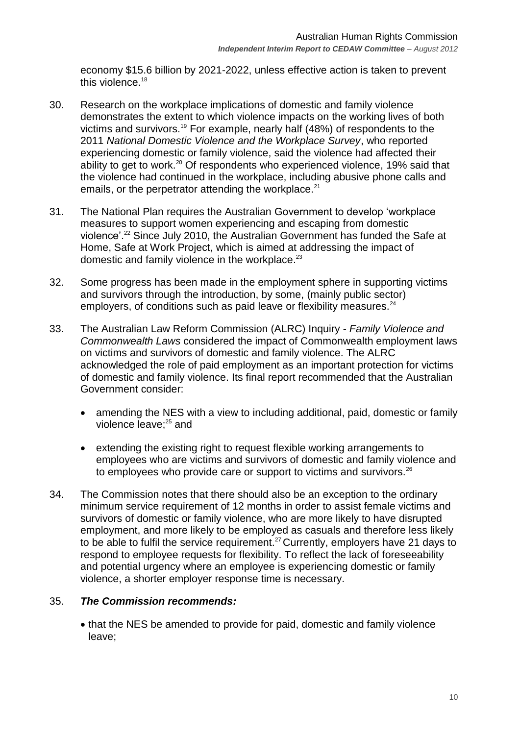economy $15.6 billion by 2021-2022, unless effective action is taken to prevent this violence.[18]

30. Research on the workplace implications of domestic and family violence demonstrates the extent to which violence impacts on the working lives of both victims and survivors.[19] For example, nearly half (48%) of respondents to the 2011 *National Domestic Violence and the Workplace Survey*, who reported experiencing domestic or family violence, said the violence had affected their ability to get to work.[20] Of respondents who experienced violence, 19% said that the violence had continued in the workplace, including abusive phone calls and emails, or the perpetrator attending the workplace.[21]

31. The National Plan requires the Australian Government to develop 'workplace measures to support women experiencing and escaping from domestic violence'.[22] Since July 2010, the Australian Government has funded the Safe at Home, Safe at Work Project, which is aimed at addressing the impact of domestic and family violence in the workplace.[23]

32. Some progress has been made in the employment sphere in supporting victims and survivors through the introduction, by some, (mainly public sector) employers, of conditions such as paid leave or flexibility measures.[24]

33. The Australian Law Reform Commission (ALRC) Inquiry - *Family Violence and Commonwealth Laws* considered the impact of Commonwealth employment laws on victims and survivors of domestic and family violence. The ALRC acknowledged the role of paid employment as an important protection for victims of domestic and family violence. Its final report recommended that the Australian Government consider:

    - amending the NES with a view to including additional, paid, domestic or family violence leave;[25] and
    - extending the existing right to request flexible working arrangements to employees who are victims and survivors of domestic and family violence and to employees who provide care or support to victims and survivors.[26]

34. The Commission notes that there should also be an exception to the ordinary minimum service requirement of 12 months in order to assist female victims and survivors of domestic or family violence, who are more likely to have disrupted employment, and more likely to be employed as casuals and therefore less likely to be able to fulfil the service requirement.[27] Currently, employers have 21 days to respond to employee requests for flexibility. To reflect the lack of foreseeability and potential urgency where an employee is experiencing domestic or family violence, a shorter employer response time is necessary.

35. ***The Commission recommends:***

    - that the NES be amended to provide for paid, domestic and family violence leave;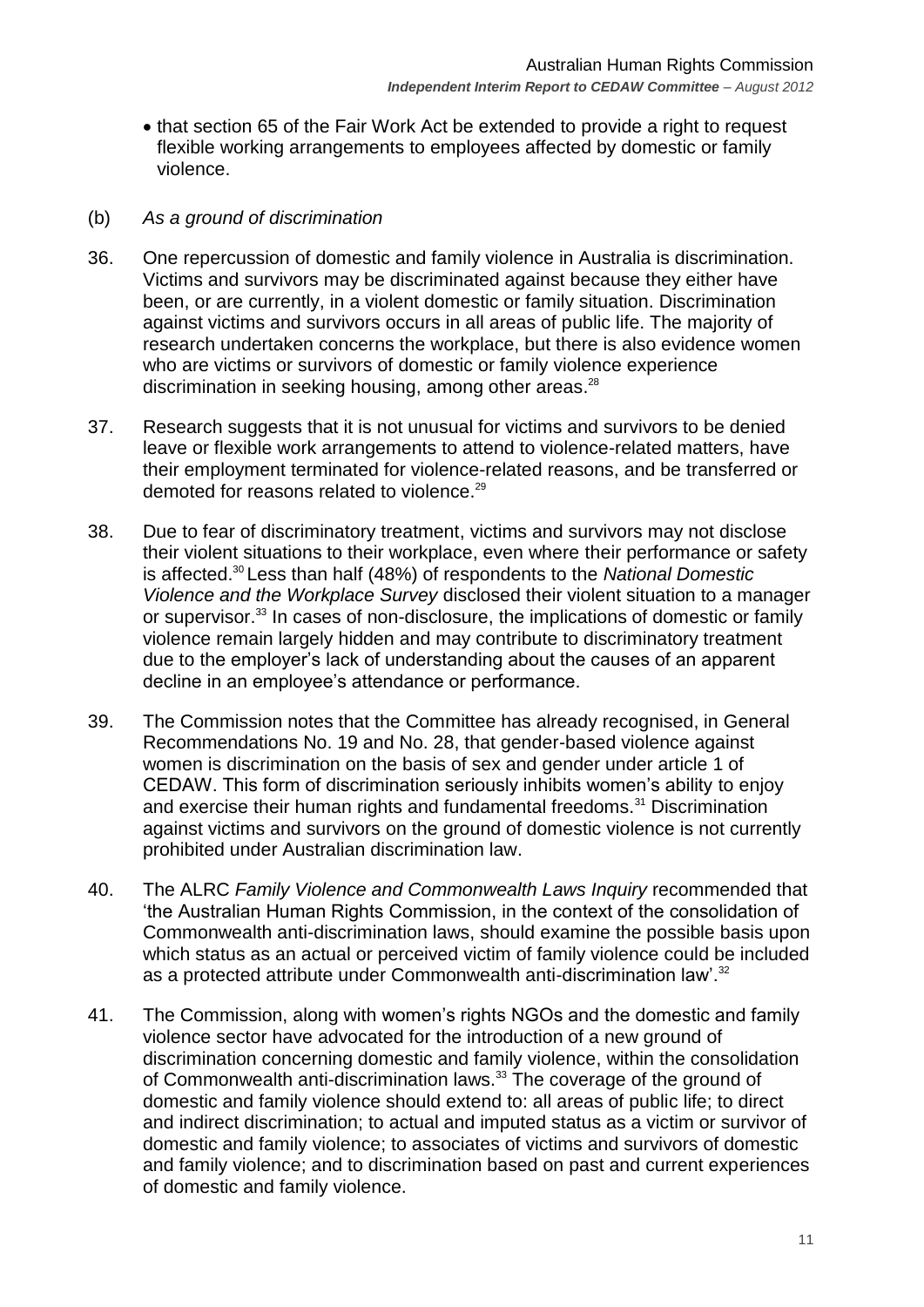- that section 65 of the Fair Work Act be extended to provide a right to request flexible working arrangements to employees affected by domestic or family violence.

(b) *As a ground of discrimination*

36. One repercussion of domestic and family violence in Australia is discrimination. Victims and survivors may be discriminated against because they either have been, or are currently, in a violent domestic or family situation. Discrimination against victims and survivors occurs in all areas of public life. The majority of research undertaken concerns the workplace, but there is also evidence women who are victims or survivors of domestic or family violence experience discrimination in seeking housing, among other areas.[28]

37. Research suggests that it is not unusual for victims and survivors to be denied leave or flexible work arrangements to attend to violence-related matters, have their employment terminated for violence-related reasons, and be transferred or demoted for reasons related to violence.[29]

38. Due to fear of discriminatory treatment, victims and survivors may not disclose their violent situations to their workplace, even where their performance or safety is affected.[30] Less than half (48%) of respondents to the *National Domestic Violence and the Workplace Survey* disclosed their violent situation to a manager or supervisor.[33] In cases of non-disclosure, the implications of domestic or family violence remain largely hidden and may contribute to discriminatory treatment due to the employer's lack of understanding about the causes of an apparent decline in an employee's attendance or performance.

39. The Commission notes that the Committee has already recognised, in General Recommendations No. 19 and No. 28, that gender-based violence against women is discrimination on the basis of sex and gender under article 1 of CEDAW. This form of discrimination seriously inhibits women's ability to enjoy and exercise their human rights and fundamental freedoms.[31] Discrimination against victims and survivors on the ground of domestic violence is not currently prohibited under Australian discrimination law.

40. The ALRC *Family Violence and Commonwealth Laws Inquiry* recommended that 'the Australian Human Rights Commission, in the context of the consolidation of Commonwealth anti-discrimination laws, should examine the possible basis upon which status as an actual or perceived victim of family violence could be included as a protected attribute under Commonwealth anti-discrimination law'.[32]

41. The Commission, along with women's rights NGOs and the domestic and family violence sector have advocated for the introduction of a new ground of discrimination concerning domestic and family violence, within the consolidation of Commonwealth anti-discrimination laws.[33] The coverage of the ground of domestic and family violence should extend to: all areas of public life; to direct and indirect discrimination; to actual and imputed status as a victim or survivor of domestic and family violence; to associates of victims and survivors of domestic and family violence; and to discrimination based on past and current experiences of domestic and family violence.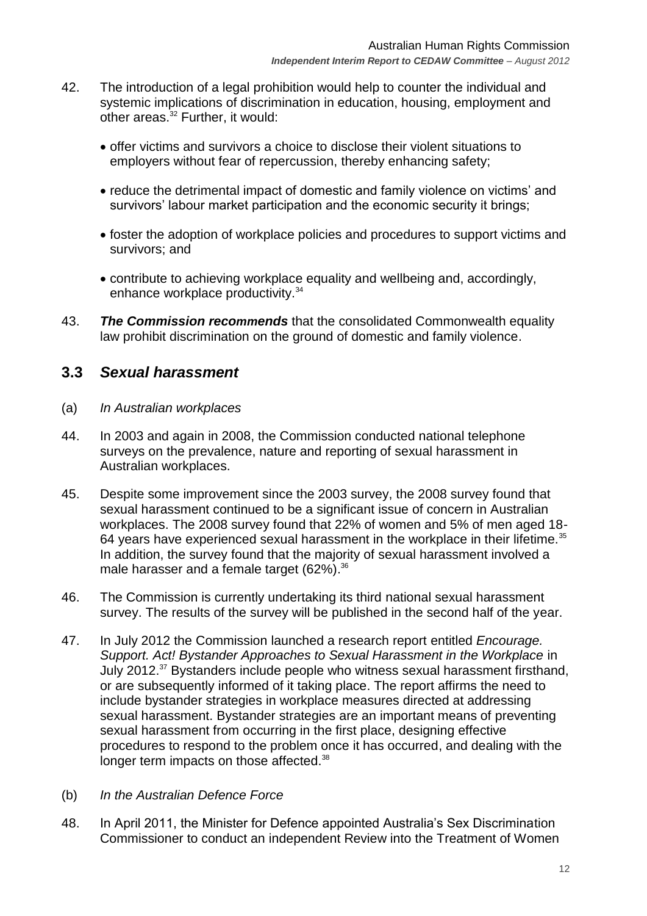42. The introduction of a legal prohibition would help to counter the individual and systemic implications of discrimination in education, housing, employment and other areas.[32] Further, it would:

    - offer victims and survivors a choice to disclose their violent situations to employers without fear of repercussion, thereby enhancing safety;
    - reduce the detrimental impact of domestic and family violence on victims' and survivors' labour market participation and the economic security it brings;
    - foster the adoption of workplace policies and procedures to support victims and survivors; and
    - contribute to achieving workplace equality and wellbeing and, accordingly, enhance workplace productivity.[34]

43. ***The Commission recommends*** that the consolidated Commonwealth equality law prohibit discrimination on the ground of domestic and family violence.

## 3.3 *Sexual harassment*

(a) *In Australian workplaces*

44. In 2003 and again in 2008, the Commission conducted national telephone surveys on the prevalence, nature and reporting of sexual harassment in Australian workplaces.

45. Despite some improvement since the 2003 survey, the 2008 survey found that sexual harassment continued to be a significant issue of concern in Australian workplaces. The 2008 survey found that 22% of women and 5% of men aged 18-64 years have experienced sexual harassment in the workplace in their lifetime.[35] In addition, the survey found that the majority of sexual harassment involved a male harasser and a female target (62%).[36]

46. The Commission is currently undertaking its third national sexual harassment survey. The results of the survey will be published in the second half of the year.

47. In July 2012 the Commission launched a research report entitled *Encourage. Support. Act! Bystander Approaches to Sexual Harassment in the Workplace* in July 2012.[37] Bystanders include people who witness sexual harassment firsthand, or are subsequently informed of it taking place. The report affirms the need to include bystander strategies in workplace measures directed at addressing sexual harassment. Bystander strategies are an important means of preventing sexual harassment from occurring in the first place, designing effective procedures to respond to the problem once it has occurred, and dealing with the longer term impacts on those affected.[38]

(b) *In the Australian Defence Force*

48. In April 2011, the Minister for Defence appointed Australia's Sex Discrimination Commissioner to conduct an independent Review into the Treatment of Women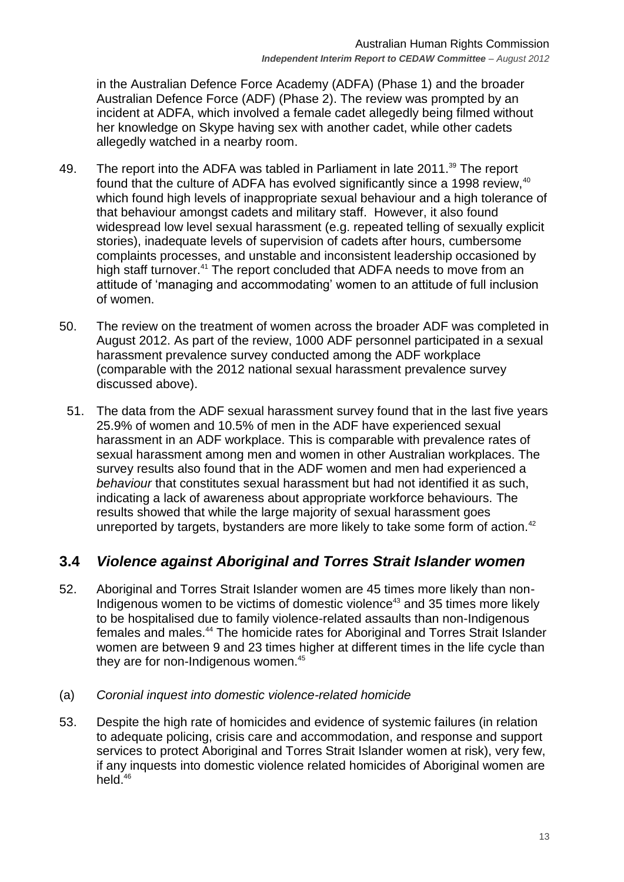in the Australian Defence Force Academy (ADFA) (Phase 1) and the broader Australian Defence Force (ADF) (Phase 2). The review was prompted by an incident at ADFA, which involved a female cadet allegedly being filmed without her knowledge on Skype having sex with another cadet, while other cadets allegedly watched in a nearby room.

49. The report into the ADFA was tabled in Parliament in late 2011.[39] The report found that the culture of ADFA has evolved significantly since a 1998 review,[40] which found high levels of inappropriate sexual behaviour and a high tolerance of that behaviour amongst cadets and military staff. However, it also found widespread low level sexual harassment (e.g. repeated telling of sexually explicit stories), inadequate levels of supervision of cadets after hours, cumbersome complaints processes, and unstable and inconsistent leadership occasioned by high staff turnover.[41] The report concluded that ADFA needs to move from an attitude of 'managing and accommodating' women to an attitude of full inclusion of women.

50. The review on the treatment of women across the broader ADF was completed in August 2012. As part of the review, 1000 ADF personnel participated in a sexual harassment prevalence survey conducted among the ADF workplace (comparable with the 2012 national sexual harassment prevalence survey discussed above).

51. The data from the ADF sexual harassment survey found that in the last five years 25.9% of women and 10.5% of men in the ADF have experienced sexual harassment in an ADF workplace. This is comparable with prevalence rates of sexual harassment among men and women in other Australian workplaces. The survey results also found that in the ADF women and men had experienced a *behaviour* that constitutes sexual harassment but had not identified it as such, indicating a lack of awareness about appropriate workforce behaviours. The results showed that while the large majority of sexual harassment goes unreported by targets, bystanders are more likely to take some form of action.[42]

## 3.4 *Violence against Aboriginal and Torres Strait Islander women*

52. Aboriginal and Torres Strait Islander women are 45 times more likely than non-Indigenous women to be victims of domestic violence[43] and 35 times more likely to be hospitalised due to family violence-related assaults than non-Indigenous females and males.[44] The homicide rates for Aboriginal and Torres Strait Islander women are between 9 and 23 times higher at different times in the life cycle than they are for non-Indigenous women.[45]

(a) *Coronial inquest into domestic violence-related homicide*

53. Despite the high rate of homicides and evidence of systemic failures (in relation to adequate policing, crisis care and accommodation, and response and support services to protect Aboriginal and Torres Strait Islander women at risk), very few, if any inquests into domestic violence related homicides of Aboriginal women are held.[46]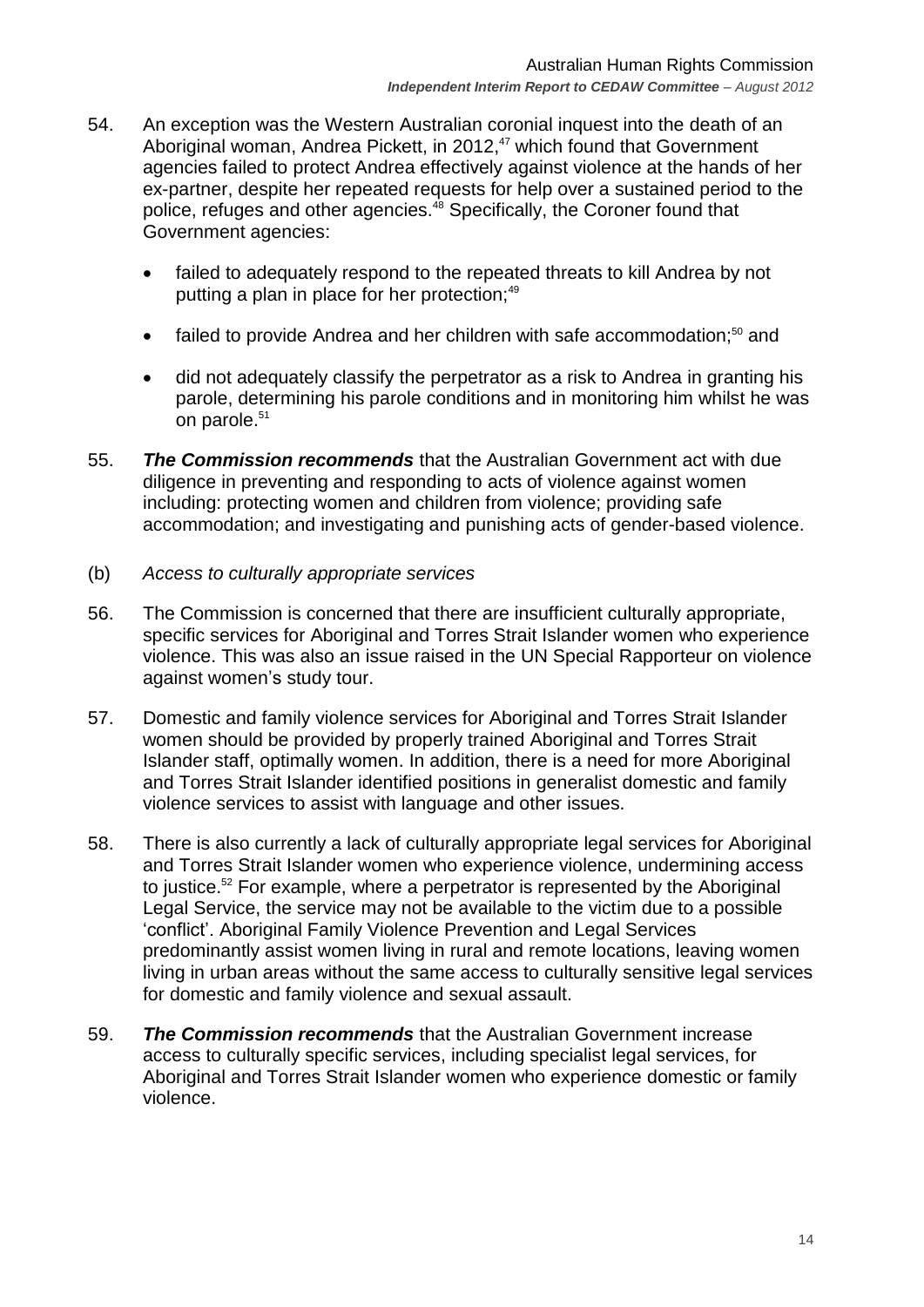54. An exception was the Western Australian coronial inquest into the death of an Aboriginal woman, Andrea Pickett, in 2012,[47] which found that Government agencies failed to protect Andrea effectively against violence at the hands of her ex-partner, despite her repeated requests for help over a sustained period to the police, refuges and other agencies.[48] Specifically, the Coroner found that Government agencies:

   - failed to adequately respond to the repeated threats to kill Andrea by not putting a plan in place for her protection;[49]
   - failed to provide Andrea and her children with safe accommodation;[50] and
   - did not adequately classify the perpetrator as a risk to Andrea in granting his parole, determining his parole conditions and in monitoring him whilst he was on parole.[51]

55. ***The Commission recommends*** that the Australian Government act with due diligence in preventing and responding to acts of violence against women including: protecting women and children from violence; providing safe accommodation; and investigating and punishing acts of gender-based violence.

(b) *Access to culturally appropriate services*

56. The Commission is concerned that there are insufficient culturally appropriate, specific services for Aboriginal and Torres Strait Islander women who experience violence. This was also an issue raised in the UN Special Rapporteur on violence against women's study tour.

57. Domestic and family violence services for Aboriginal and Torres Strait Islander women should be provided by properly trained Aboriginal and Torres Strait Islander staff, optimally women. In addition, there is a need for more Aboriginal and Torres Strait Islander identified positions in generalist domestic and family violence services to assist with language and other issues.

58. There is also currently a lack of culturally appropriate legal services for Aboriginal and Torres Strait Islander women who experience violence, undermining access to justice.[52] For example, where a perpetrator is represented by the Aboriginal Legal Service, the service may not be available to the victim due to a possible 'conflict'. Aboriginal Family Violence Prevention and Legal Services predominantly assist women living in rural and remote locations, leaving women living in urban areas without the same access to culturally sensitive legal services for domestic and family violence and sexual assault.

59. ***The Commission recommends*** that the Australian Government increase access to culturally specific services, including specialist legal services, for Aboriginal and Torres Strait Islander women who experience domestic or family violence.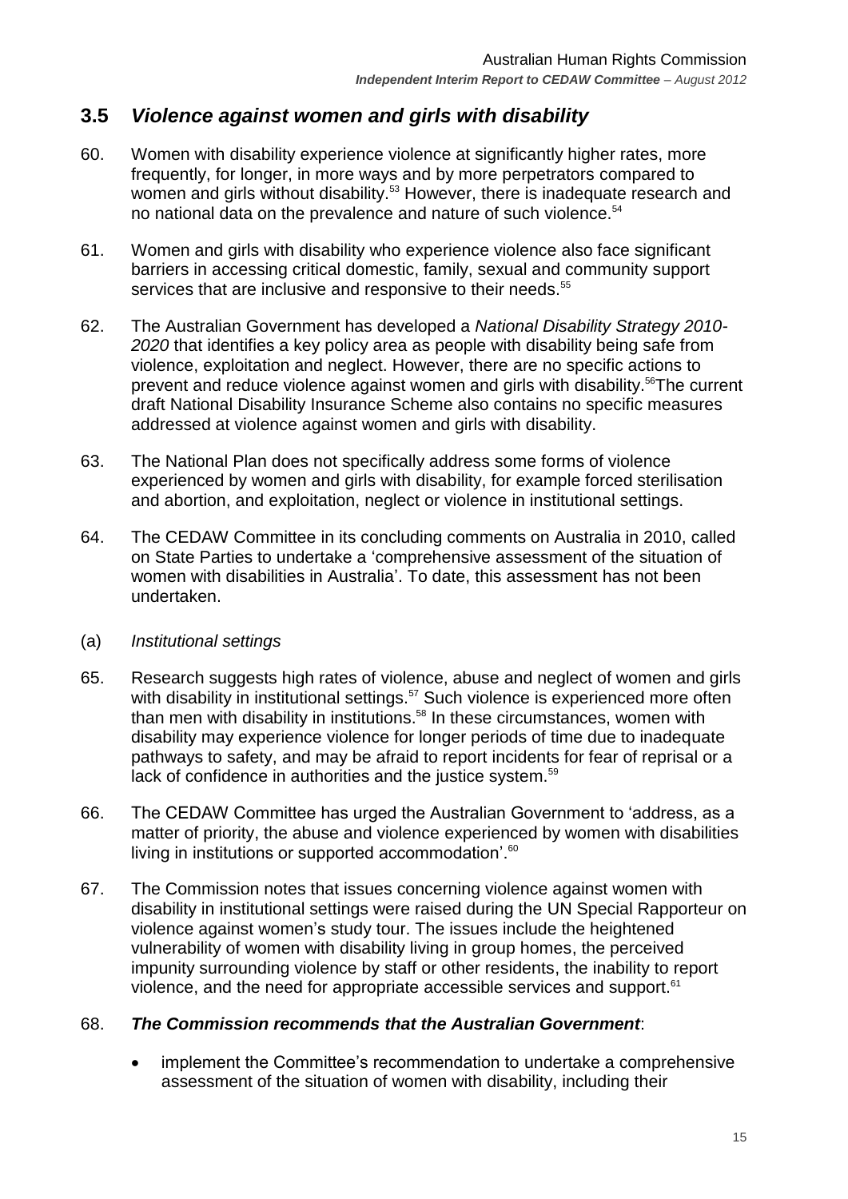## 3.5 *Violence against women and girls with disability*

60. Women with disability experience violence at significantly higher rates, more frequently, for longer, in more ways and by more perpetrators compared to women and girls without disability.[53] However, there is inadequate research and no national data on the prevalence and nature of such violence.[54]

61. Women and girls with disability who experience violence also face significant barriers in accessing critical domestic, family, sexual and community support services that are inclusive and responsive to their needs.[55]

62. The Australian Government has developed a *National Disability Strategy 2010-2020* that identifies a key policy area as people with disability being safe from violence, exploitation and neglect. However, there are no specific actions to prevent and reduce violence against women and girls with disability.[56] The current draft National Disability Insurance Scheme also contains no specific measures addressed at violence against women and girls with disability.

63. The National Plan does not specifically address some forms of violence experienced by women and girls with disability, for example forced sterilisation and abortion, and exploitation, neglect or violence in institutional settings.

64. The CEDAW Committee in its concluding comments on Australia in 2010, called on State Parties to undertake a 'comprehensive assessment of the situation of women with disabilities in Australia'. To date, this assessment has not been undertaken.

(a) *Institutional settings*

65. Research suggests high rates of violence, abuse and neglect of women and girls with disability in institutional settings.[57] Such violence is experienced more often than men with disability in institutions.[58] In these circumstances, women with disability may experience violence for longer periods of time due to inadequate pathways to safety, and may be afraid to report incidents for fear of reprisal or a lack of confidence in authorities and the justice system.[59]

66. The CEDAW Committee has urged the Australian Government to 'address, as a matter of priority, the abuse and violence experienced by women with disabilities living in institutions or supported accommodation'.[60]

67. The Commission notes that issues concerning violence against women with disability in institutional settings were raised during the UN Special Rapporteur on violence against women's study tour. The issues include the heightened vulnerability of women with disability living in group homes, the perceived impunity surrounding violence by staff or other residents, the inability to report violence, and the need for appropriate accessible services and support.[61]

68. ***The Commission recommends that the Australian Government***:

- implement the Committee's recommendation to undertake a comprehensive assessment of the situation of women with disability, including their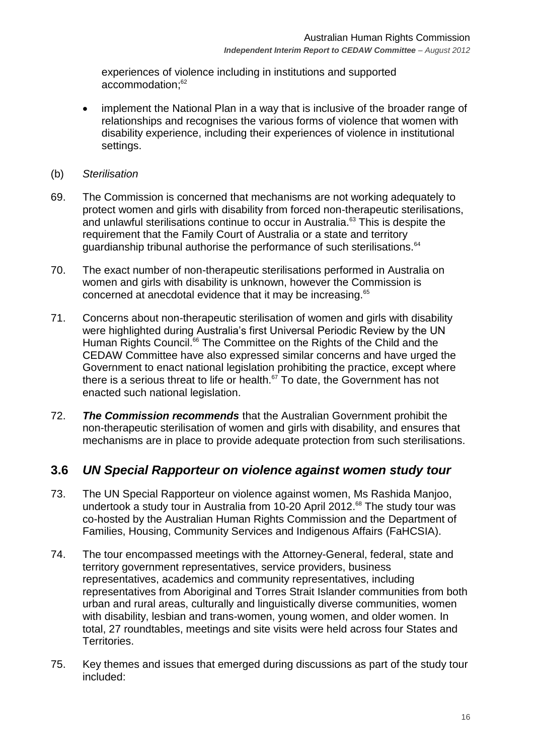experiences of violence including in institutions and supported accommodation;[62]

- implement the National Plan in a way that is inclusive of the broader range of relationships and recognises the various forms of violence that women with disability experience, including their experiences of violence in institutional settings.

(b) *Sterilisation*

69. The Commission is concerned that mechanisms are not working adequately to protect women and girls with disability from forced non-therapeutic sterilisations, and unlawful sterilisations continue to occur in Australia.[63] This is despite the requirement that the Family Court of Australia or a state and territory guardianship tribunal authorise the performance of such sterilisations.[64]

70. The exact number of non-therapeutic sterilisations performed in Australia on women and girls with disability is unknown, however the Commission is concerned at anecdotal evidence that it may be increasing.[65]

71. Concerns about non-therapeutic sterilisation of women and girls with disability were highlighted during Australia's first Universal Periodic Review by the UN Human Rights Council.[66] The Committee on the Rights of the Child and the CEDAW Committee have also expressed similar concerns and have urged the Government to enact national legislation prohibiting the practice, except where there is a serious threat to life or health.[67] To date, the Government has not enacted such national legislation.

72. ***The Commission recommends*** that the Australian Government prohibit the non-therapeutic sterilisation of women and girls with disability, and ensures that mechanisms are in place to provide adequate protection from such sterilisations.

## 3.6 *UN Special Rapporteur on violence against women study tour*

73. The UN Special Rapporteur on violence against women, Ms Rashida Manjoo, undertook a study tour in Australia from 10-20 April 2012.[68] The study tour was co-hosted by the Australian Human Rights Commission and the Department of Families, Housing, Community Services and Indigenous Affairs (FaHCSIA).

74. The tour encompassed meetings with the Attorney-General, federal, state and territory government representatives, service providers, business representatives, academics and community representatives, including representatives from Aboriginal and Torres Strait Islander communities from both urban and rural areas, culturally and linguistically diverse communities, women with disability, lesbian and trans-women, young women, and older women. In total, 27 roundtables, meetings and site visits were held across four States and Territories.

75. Key themes and issues that emerged during discussions as part of the study tour included: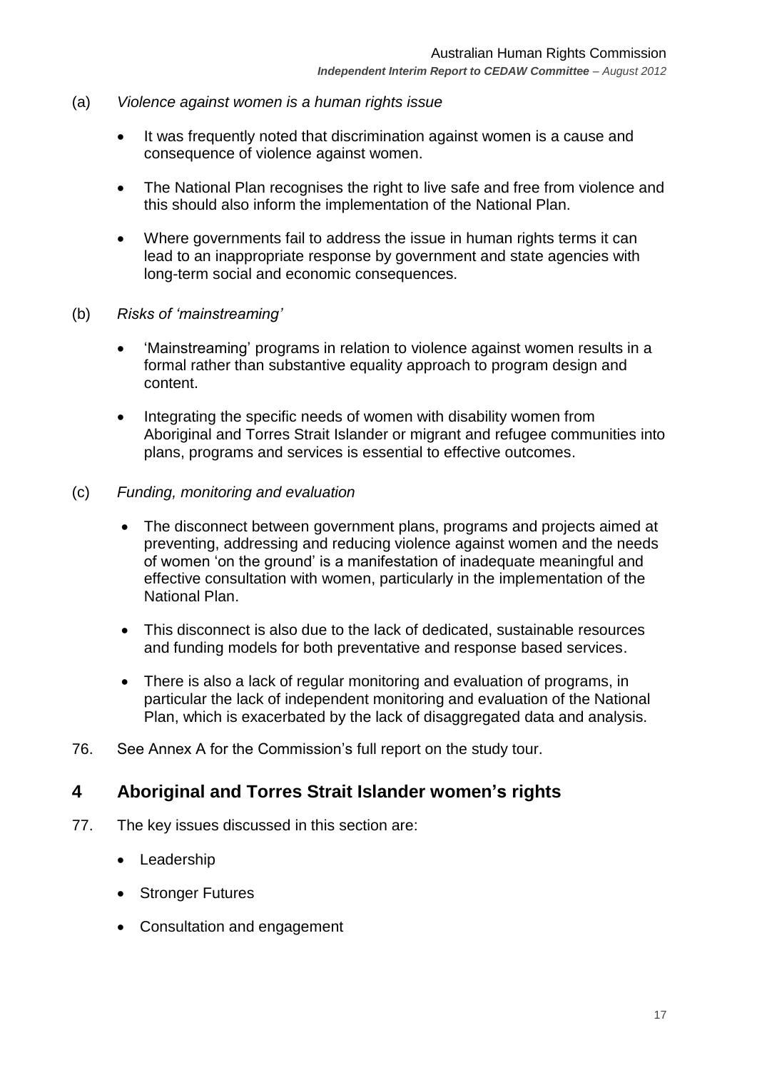(a) *Violence against women is a human rights issue*

- It was frequently noted that discrimination against women is a cause and consequence of violence against women.
- The National Plan recognises the right to live safe and free from violence and this should also inform the implementation of the National Plan.
- Where governments fail to address the issue in human rights terms it can lead to an inappropriate response by government and state agencies with long-term social and economic consequences.

(b) *Risks of 'mainstreaming'*

- 'Mainstreaming' programs in relation to violence against women results in a formal rather than substantive equality approach to program design and content.
- Integrating the specific needs of women with disability women from Aboriginal and Torres Strait Islander or migrant and refugee communities into plans, programs and services is essential to effective outcomes.

(c) *Funding, monitoring and evaluation*

- The disconnect between government plans, programs and projects aimed at preventing, addressing and reducing violence against women and the needs of women 'on the ground' is a manifestation of inadequate meaningful and effective consultation with women, particularly in the implementation of the National Plan.
- This disconnect is also due to the lack of dedicated, sustainable resources and funding models for both preventative and response based services.
- There is also a lack of regular monitoring and evaluation of programs, in particular the lack of independent monitoring and evaluation of the National Plan, which is exacerbated by the lack of disaggregated data and analysis.

76. See Annex A for the Commission's full report on the study tour.

## 4 Aboriginal and Torres Strait Islander women's rights

77. The key issues discussed in this section are:

- Leadership
- Stronger Futures
- Consultation and engagement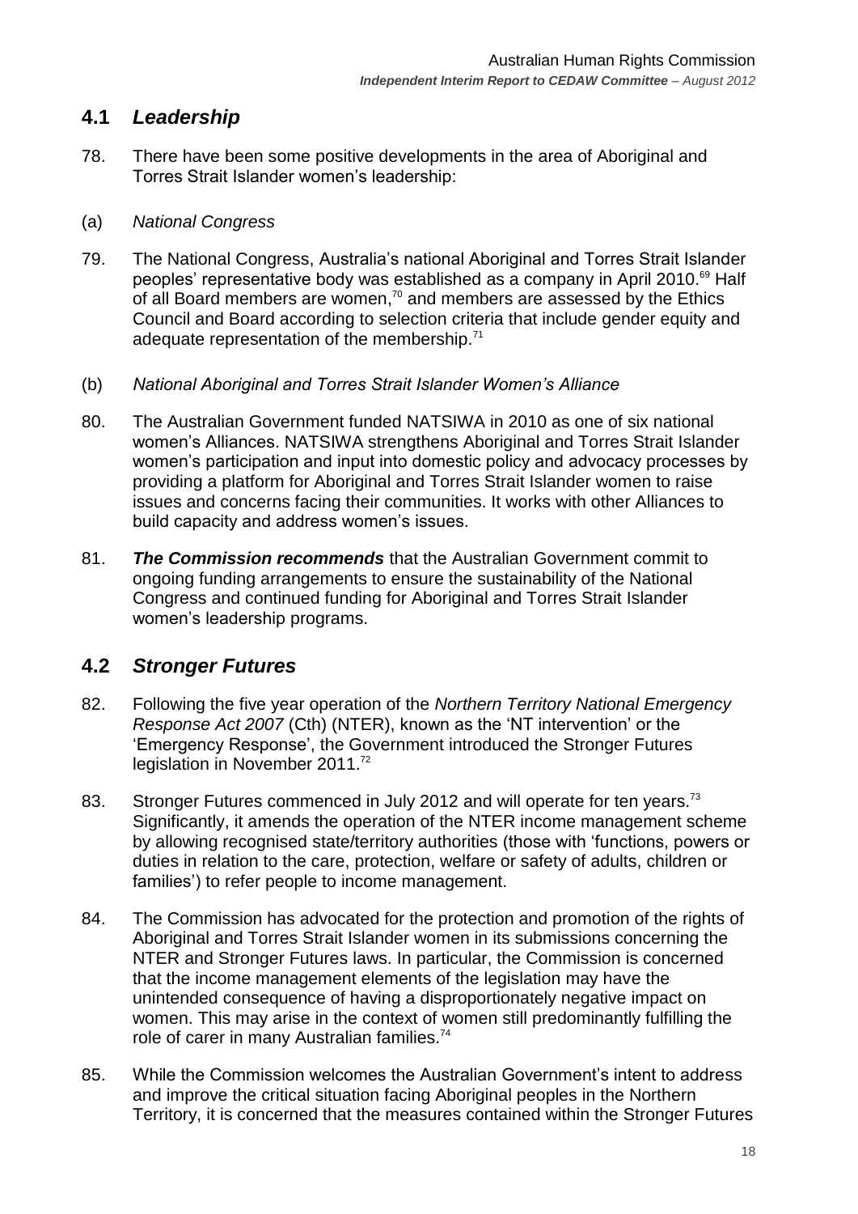## 4.1 *Leadership*

78. There have been some positive developments in the area of Aboriginal and Torres Strait Islander women's leadership:

(a) *National Congress*

79. The National Congress, Australia's national Aboriginal and Torres Strait Islander peoples' representative body was established as a company in April 2010.[69] Half of all Board members are women,[70] and members are assessed by the Ethics Council and Board according to selection criteria that include gender equity and adequate representation of the membership.[71]

(b) *National Aboriginal and Torres Strait Islander Women's Alliance*

80. The Australian Government funded NATSIWA in 2010 as one of six national women's Alliances. NATSIWA strengthens Aboriginal and Torres Strait Islander women's participation and input into domestic policy and advocacy processes by providing a platform for Aboriginal and Torres Strait Islander women to raise issues and concerns facing their communities. It works with other Alliances to build capacity and address women's issues.

81. ***The Commission recommends*** that the Australian Government commit to ongoing funding arrangements to ensure the sustainability of the National Congress and continued funding for Aboriginal and Torres Strait Islander women's leadership programs.

## 4.2 *Stronger Futures*

82. Following the five year operation of the *Northern Territory National Emergency Response Act 2007* (Cth) (NTER), known as the 'NT intervention' or the 'Emergency Response', the Government introduced the Stronger Futures legislation in November 2011.[72]

83. Stronger Futures commenced in July 2012 and will operate for ten years.[73] Significantly, it amends the operation of the NTER income management scheme by allowing recognised state/territory authorities (those with 'functions, powers or duties in relation to the care, protection, welfare or safety of adults, children or families') to refer people to income management.

84. The Commission has advocated for the protection and promotion of the rights of Aboriginal and Torres Strait Islander women in its submissions concerning the NTER and Stronger Futures laws. In particular, the Commission is concerned that the income management elements of the legislation may have the unintended consequence of having a disproportionately negative impact on women. This may arise in the context of women still predominantly fulfilling the role of carer in many Australian families.[74]

85. While the Commission welcomes the Australian Government's intent to address and improve the critical situation facing Aboriginal peoples in the Northern Territory, it is concerned that the measures contained within the Stronger Futures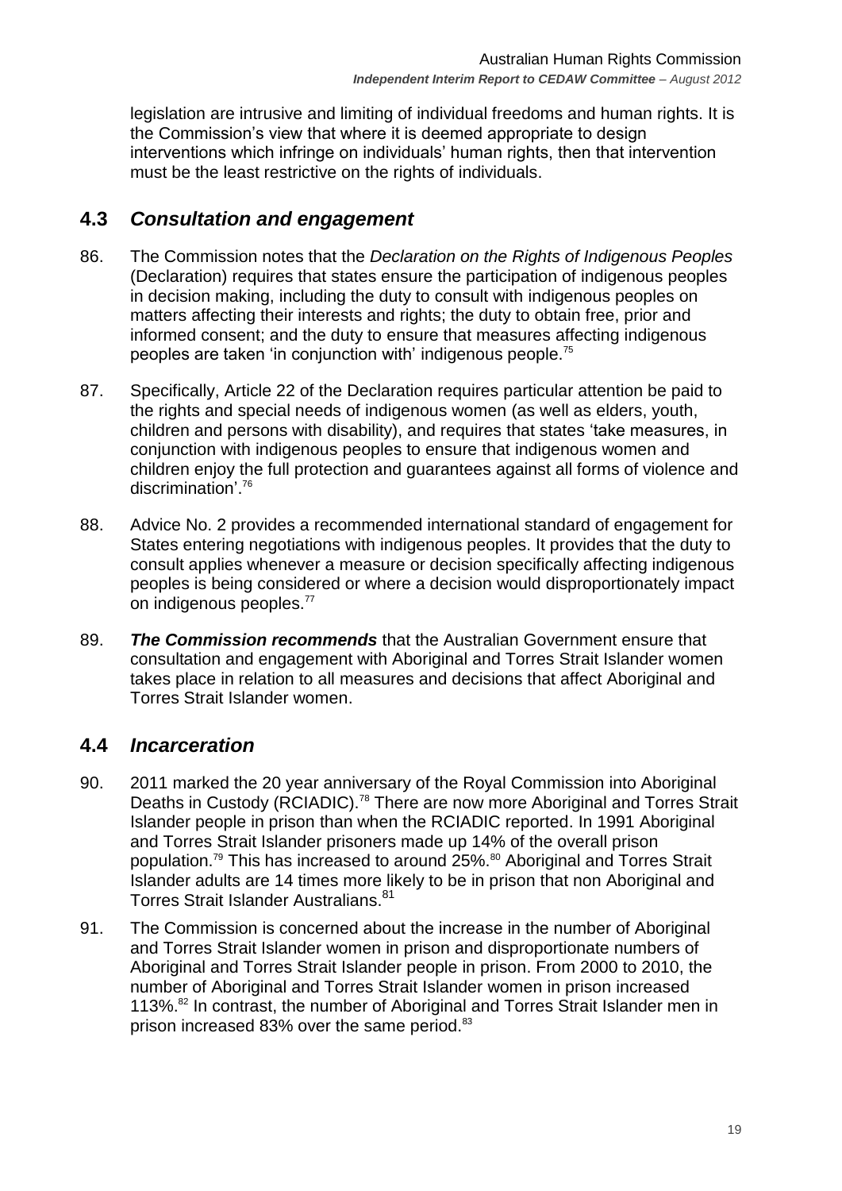legislation are intrusive and limiting of individual freedoms and human rights. It is the Commission's view that where it is deemed appropriate to design interventions which infringe on individuals' human rights, then that intervention must be the least restrictive on the rights of individuals.

## 4.3 *Consultation and engagement*

86. The Commission notes that the *Declaration on the Rights of Indigenous Peoples* (Declaration) requires that states ensure the participation of indigenous peoples in decision making, including the duty to consult with indigenous peoples on matters affecting their interests and rights; the duty to obtain free, prior and informed consent; and the duty to ensure that measures affecting indigenous peoples are taken 'in conjunction with' indigenous people.[75]

87. Specifically, Article 22 of the Declaration requires particular attention be paid to the rights and special needs of indigenous women (as well as elders, youth, children and persons with disability), and requires that states 'take measures, in conjunction with indigenous peoples to ensure that indigenous women and children enjoy the full protection and guarantees against all forms of violence and discrimination'.[76]

88. Advice No. 2 provides a recommended international standard of engagement for States entering negotiations with indigenous peoples. It provides that the duty to consult applies whenever a measure or decision specifically affecting indigenous peoples is being considered or where a decision would disproportionately impact on indigenous peoples.[77]

89. ***The Commission recommends*** that the Australian Government ensure that consultation and engagement with Aboriginal and Torres Strait Islander women takes place in relation to all measures and decisions that affect Aboriginal and Torres Strait Islander women.

## 4.4 *Incarceration*

90. 2011 marked the 20 year anniversary of the Royal Commission into Aboriginal Deaths in Custody (RCIADIC).[78] There are now more Aboriginal and Torres Strait Islander people in prison than when the RCIADIC reported. In 1991 Aboriginal and Torres Strait Islander prisoners made up 14% of the overall prison population.[79] This has increased to around 25%.[80] Aboriginal and Torres Strait Islander adults are 14 times more likely to be in prison that non Aboriginal and Torres Strait Islander Australians.[81]

91. The Commission is concerned about the increase in the number of Aboriginal and Torres Strait Islander women in prison and disproportionate numbers of Aboriginal and Torres Strait Islander people in prison. From 2000 to 2010, the number of Aboriginal and Torres Strait Islander women in prison increased 113%.[82] In contrast, the number of Aboriginal and Torres Strait Islander men in prison increased 83% over the same period.[83]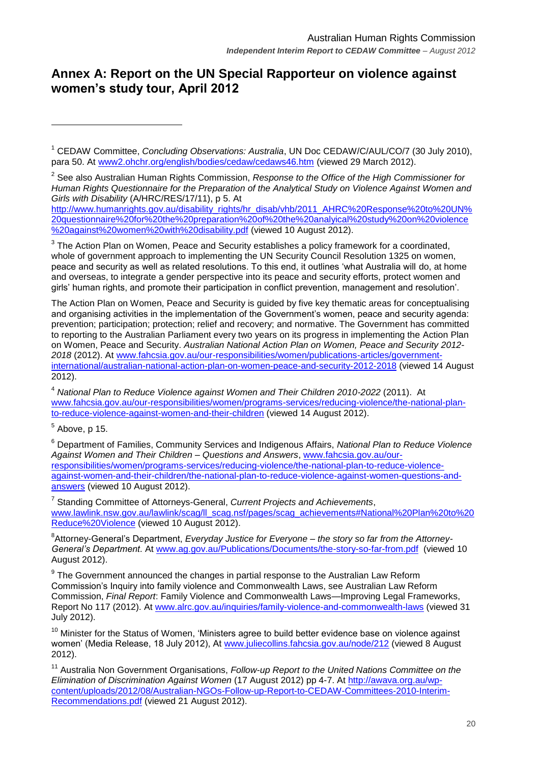## Annex A: Report on the UN Special Rapporteur on violence against women's study tour, April 2012

---

[1] CEDAW Committee, *Concluding Observations: Australia*, UN Doc CEDAW/C/AUL/CO/7 (30 July 2010), para 50. At www2.ohchr.org/english/bodies/cedaw/cedaws46.htm (viewed 29 March 2012).

[2] See also Australian Human Rights Commission, *Response to the Office of the High Commissioner for Human Rights Questionnaire for the Preparation of the Analytical Study on Violence Against Women and Girls with Disability* (A/HRC/RES/17/11), p 5. At http://www.humanrights.gov.au/disability_rights/hr_disab/vhb/2011_AHRC%20Response%20to%20UN%20questionnaire%20for%20the%20preparation%20of%20the%20analyical%20study%20on%20violence%20against%20women%20with%20disability.pdf (viewed 10 August 2012).

[3] The Action Plan on Women, Peace and Security establishes a policy framework for a coordinated, whole of government approach to implementing the UN Security Council Resolution 1325 on women, peace and security as well as related resolutions. To this end, it outlines 'what Australia will do, at home and overseas, to integrate a gender perspective into its peace and security efforts, protect women and girls' human rights, and promote their participation in conflict prevention, management and resolution'.

The Action Plan on Women, Peace and Security is guided by five key thematic areas for conceptualising and organising activities in the implementation of the Government's women, peace and security agenda: prevention; participation; protection; relief and recovery; and normative. The Government has committed to reporting to the Australian Parliament every two years on its progress in implementing the Action Plan on Women, Peace and Security. *Australian National Action Plan on Women, Peace and Security 2012-2018* (2012). At www.fahcsia.gov.au/our-responsibilities/women/publications-articles/government-international/australian-national-action-plan-on-women-peace-and-security-2012-2018 (viewed 14 August 2012).

[4] *National Plan to Reduce Violence against Women and Their Children 2010-2022* (2011). At www.fahcsia.gov.au/our-responsibilities/women/programs-services/reducing-violence/the-national-plan-to-reduce-violence-against-women-and-their-children (viewed 14 August 2012).

[5] Above, p 15.

[6] Department of Families, Community Services and Indigenous Affairs, *National Plan to Reduce Violence Against Women and Their Children – Questions and Answers*, www.fahcsia.gov.au/our-responsibilities/women/programs-services/reducing-violence/the-national-plan-to-reduce-violence-against-women-and-their-children/the-national-plan-to-reduce-violence-against-women-questions-and-answers (viewed 10 August 2012).

[7] Standing Committee of Attorneys-General, *Current Projects and Achievements*, www.lawlink.nsw.gov.au/lawlink/scag/ll_scag.nsf/pages/scag_achievements#National%20Plan%20to%20Reduce%20Violence (viewed 10 August 2012).

[8] Attorney-General's Department, *Everyday Justice for Everyone – the story so far from the Attorney-General's Department*. At www.ag.gov.au/Publications/Documents/the-story-so-far-from.pdf (viewed 10 August 2012).

[9] The Government announced the changes in partial response to the Australian Law Reform Commission's Inquiry into family violence and Commonwealth Laws, see Australian Law Reform Commission, *Final Report*: Family Violence and Commonwealth Laws—Improving Legal Frameworks, Report No 117 (2012). At www.alrc.gov.au/inquiries/family-violence-and-commonwealth-laws (viewed 31 July 2012).

[10] Minister for the Status of Women, 'Ministers agree to build better evidence base on violence against women' (Media Release, 18 July 2012), At www.juliecollins.fahcsia.gov.au/node/212 (viewed 8 August 2012).

[11] Australia Non Government Organisations, *Follow-up Report to the United Nations Committee on the Elimination of Discrimination Against Women* (17 August 2012) pp 4-7. At http://awava.org.au/wp-content/uploads/2012/08/Australian-NGOs-Follow-up-Report-to-CEDAW-Committees-2010-Interim-Recommendations.pdf (viewed 21 August 2012).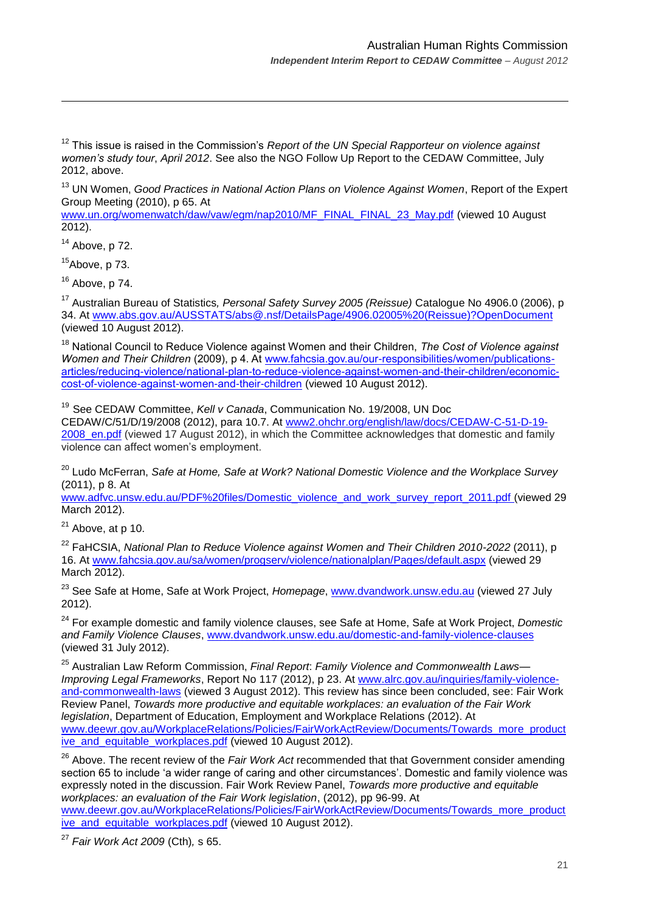[12] This issue is raised in the Commission's *Report of the UN Special Rapporteur on violence against women's study tour*, *April 2012*. See also the NGO Follow Up Report to the CEDAW Committee, July 2012, above.

[13] UN Women, *Good Practices in National Action Plans on Violence Against Women*, Report of the Expert Group Meeting (2010), p 65. At www.un.org/womenwatch/daw/vaw/egm/nap2010/MF_FINAL_FINAL_23_May.pdf (viewed 10 August 2012).

[14] Above, p 72.

[15] Above, p 73.

[16] Above, p 74.

[17] Australian Bureau of Statistics, *Personal Safety Survey 2005 (Reissue)* Catalogue No 4906.0 (2006), p 34. At www.abs.gov.au/AUSSTATS/abs@.nsf/DetailsPage/4906.02005%20(Reissue)?OpenDocument (viewed 10 August 2012).

[18] National Council to Reduce Violence against Women and their Children, *The Cost of Violence against Women and Their Children* (2009), p 4. At www.fahcsia.gov.au/our-responsibilities/women/publications-articles/reducing-violence/national-plan-to-reduce-violence-against-women-and-their-children/economic-cost-of-violence-against-women-and-their-children (viewed 10 August 2012).

[19] See CEDAW Committee, *Kell v Canada*, Communication No. 19/2008, UN Doc CEDAW/C/51/D/19/2008 (2012), para 10.7. At www2.ohchr.org/english/law/docs/CEDAW-C-51-D-19-2008_en.pdf (viewed 17 August 2012), in which the Committee acknowledges that domestic and family violence can affect women's employment.

[20] Ludo McFerran, *Safe at Home, Safe at Work? National Domestic Violence and the Workplace Survey* (2011), p 8. At www.adfvc.unsw.edu.au/PDF%20files/Domestic_violence_and_work_survey_report_2011.pdf (viewed 29 March 2012).

[21] Above, at p 10.

[22] FaHCSIA, *National Plan to Reduce Violence against Women and Their Children 2010-2022* (2011), p 16. At www.fahcsia.gov.au/sa/women/progserv/violence/nationalplan/Pages/default.aspx (viewed 29 March 2012).

[23] See Safe at Home, Safe at Work Project, *Homepage*, www.dvandwork.unsw.edu.au (viewed 27 July 2012).

[24] For example domestic and family violence clauses, see Safe at Home, Safe at Work Project, *Domestic and Family Violence Clauses*, www.dvandwork.unsw.edu.au/domestic-and-family-violence-clauses (viewed 31 July 2012).

[25] Australian Law Reform Commission, *Final Report*: *Family Violence and Commonwealth Laws—Improving Legal Frameworks*, Report No 117 (2012), p 23. At www.alrc.gov.au/inquiries/family-violence-and-commonwealth-laws (viewed 3 August 2012). This review has since been concluded, see: Fair Work Review Panel, *Towards more productive and equitable workplaces: an evaluation of the Fair Work legislation*, Department of Education, Employment and Workplace Relations (2012). At www.deewr.gov.au/WorkplaceRelations/Policies/FairWorkActReview/Documents/Towards_more_productive_and_equitable_workplaces.pdf (viewed 10 August 2012).

[26] Above. The recent review of the *Fair Work Act* recommended that that Government consider amending section 65 to include 'a wider range of caring and other circumstances'. Domestic and family violence was expressly noted in the discussion. Fair Work Review Panel, *Towards more productive and equitable workplaces: an evaluation of the Fair Work legislation*, (2012), pp 96-99. At www.deewr.gov.au/WorkplaceRelations/Policies/FairWorkActReview/Documents/Towards_more_productive_and_equitable_workplaces.pdf (viewed 10 August 2012).

[27] *Fair Work Act 2009* (Cth), s 65.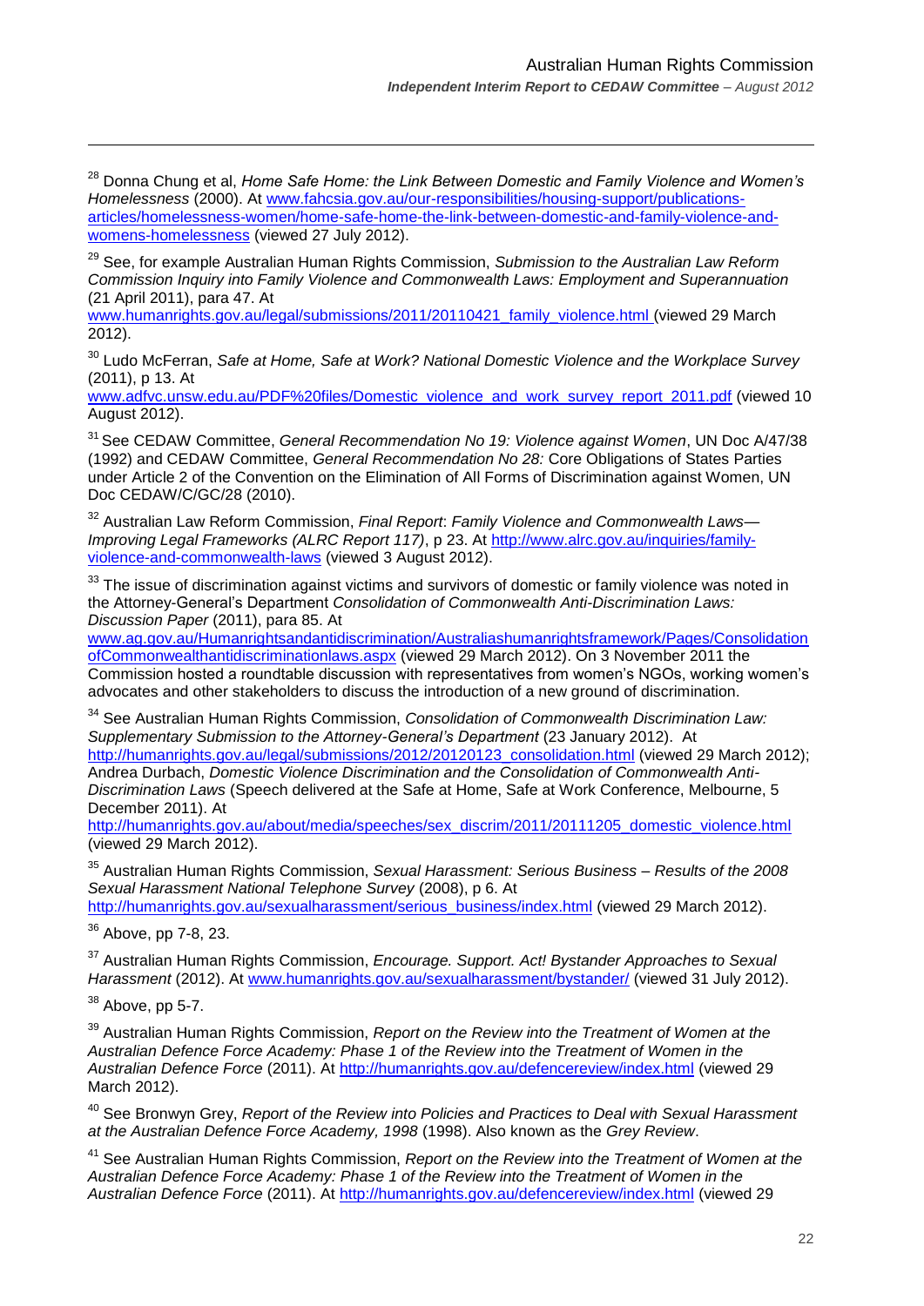[28] Donna Chung et al, *Home Safe Home: the Link Between Domestic and Family Violence and Women's Homelessness* (2000). At www.fahcsia.gov.au/our-responsibilities/housing-support/publications-articles/homelessness-women/home-safe-home-the-link-between-domestic-and-family-violence-and-womens-homelessness (viewed 27 July 2012).

[29] See, for example Australian Human Rights Commission, *Submission to the Australian Law Reform Commission Inquiry into Family Violence and Commonwealth Laws: Employment and Superannuation* (21 April 2011), para 47. At www.humanrights.gov.au/legal/submissions/2011/20110421_family_violence.html (viewed 29 March 2012).

[30] Ludo McFerran, *Safe at Home, Safe at Work? National Domestic Violence and the Workplace Survey* (2011), p 13. At www.adfvc.unsw.edu.au/PDF%20files/Domestic_violence_and_work_survey_report_2011.pdf (viewed 10 August 2012).

[31] See CEDAW Committee, *General Recommendation No 19: Violence against Women*, UN Doc A/47/38 (1992) and CEDAW Committee, *General Recommendation No 28:* Core Obligations of States Parties under Article 2 of the Convention on the Elimination of All Forms of Discrimination against Women, UN Doc CEDAW/C/GC/28 (2010).

[32] Australian Law Reform Commission, *Final Report*: *Family Violence and Commonwealth Laws—Improving Legal Frameworks (ALRC Report 117)*, p 23. At http://www.alrc.gov.au/inquiries/family-violence-and-commonwealth-laws (viewed 3 August 2012).

[33] The issue of discrimination against victims and survivors of domestic or family violence was noted in the Attorney-General's Department *Consolidation of Commonwealth Anti-Discrimination Laws: Discussion Paper* (2011), para 85. At www.ag.gov.au/Humanrightsandantidiscrimination/Australiashumanrightsframework/Pages/ConsolidationofCommonwealthantidiscriminationlaws.aspx (viewed 29 March 2012). On 3 November 2011 the Commission hosted a roundtable discussion with representatives from women's NGOs, working women's advocates and other stakeholders to discuss the introduction of a new ground of discrimination.

[34] See Australian Human Rights Commission, *Consolidation of Commonwealth Discrimination Law: Supplementary Submission to the Attorney-General's Department* (23 January 2012). At http://humanrights.gov.au/legal/submissions/2012/20120123_consolidation.html (viewed 29 March 2012); Andrea Durbach, *Domestic Violence Discrimination and the Consolidation of Commonwealth Anti-Discrimination Laws* (Speech delivered at the Safe at Home, Safe at Work Conference, Melbourne, 5 December 2011). At http://humanrights.gov.au/about/media/speeches/sex_discrim/2011/20111205_domestic_violence.html (viewed 29 March 2012).

[35] Australian Human Rights Commission, *Sexual Harassment: Serious Business – Results of the 2008 Sexual Harassment National Telephone Survey* (2008), p 6. At http://humanrights.gov.au/sexualharassment/serious_business/index.html (viewed 29 March 2012).

[36] Above, pp 7-8, 23.

[37] Australian Human Rights Commission, *Encourage. Support. Act! Bystander Approaches to Sexual Harassment* (2012). At www.humanrights.gov.au/sexualharassment/bystander/ (viewed 31 July 2012).

[38] Above, pp 5-7.

[39] Australian Human Rights Commission, *Report on the Review into the Treatment of Women at the Australian Defence Force Academy: Phase 1 of the Review into the Treatment of Women in the Australian Defence Force* (2011). At http://humanrights.gov.au/defencereview/index.html (viewed 29 March 2012).

[40] See Bronwyn Grey, *Report of the Review into Policies and Practices to Deal with Sexual Harassment at the Australian Defence Force Academy, 1998* (1998). Also known as the *Grey Review*.

[41] See Australian Human Rights Commission, *Report on the Review into the Treatment of Women at the Australian Defence Force Academy: Phase 1 of the Review into the Treatment of Women in the Australian Defence Force* (2011). At http://humanrights.gov.au/defencereview/index.html (viewed 29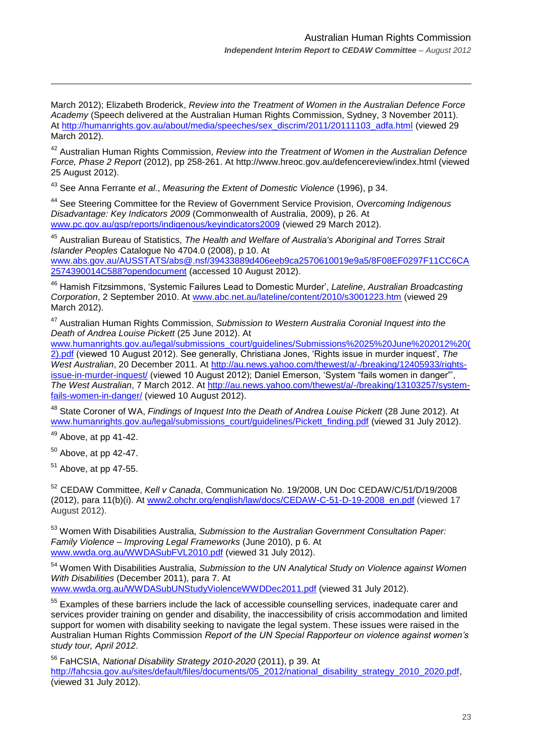March 2012); Elizabeth Broderick, *Review into the Treatment of Women in the Australian Defence Force Academy* (Speech delivered at the Australian Human Rights Commission, Sydney, 3 November 2011). At http://humanrights.gov.au/about/media/speeches/sex_discrim/2011/20111103_adfa.html (viewed 29 March 2012).

[42] Australian Human Rights Commission, *Review into the Treatment of Women in the Australian Defence Force, Phase 2 Report* (2012), pp 258-261. At http://www.hreoc.gov.au/defencereview/index.html (viewed 25 August 2012).

[43] See Anna Ferrante *et al*., *Measuring the Extent of Domestic Violence* (1996), p 34.

[44] See Steering Committee for the Review of Government Service Provision, *Overcoming Indigenous Disadvantage: Key Indicators 2009* (Commonwealth of Australia, 2009), p 26. At www.pc.gov.au/gsp/reports/indigenous/keyindicators2009 (viewed 29 March 2012).

[45] Australian Bureau of Statistics, *The Health and Welfare of Australia's Aboriginal and Torres Strait Islander Peoples* Catalogue No 4704.0 (2008), p 10. At www.abs.gov.au/AUSSTATS/abs@.nsf/39433889d406eeb9ca2570610019e9a5/8F08EF0297F11CC6CA2574390014C588?opendocument (accessed 10 August 2012).

[46] Hamish Fitzsimmons, 'Systemic Failures Lead to Domestic Murder', *Lateline*, *Australian Broadcasting Corporation*, 2 September 2010. At www.abc.net.au/lateline/content/2010/s3001223.htm (viewed 29 March 2012).

[47] Australian Human Rights Commission, *Submission to Western Australia Coronial Inquest into the Death of Andrea Louise Pickett* (25 June 2012). At www.humanrights.gov.au/legal/submissions_court/guidelines/Submissions%2025%20June%202012%20(2).pdf (viewed 10 August 2012). See generally, Christiana Jones, 'Rights issue in murder inquest', *The West Australian*, 20 December 2011. At http://au.news.yahoo.com/thewest/a/-/breaking/12405933/rights-issue-in-murder-inquest/ (viewed 10 August 2012); Daniel Emerson, 'System "fails women in danger"', *The West Australian*, 7 March 2012. At http://au.news.yahoo.com/thewest/a/-/breaking/13103257/system-fails-women-in-danger/ (viewed 10 August 2012).

[48] State Coroner of WA, *Findings of Inquest Into the Death of Andrea Louise Pickett* (28 June 2012). At www.humanrights.gov.au/legal/submissions_court/guidelines/Pickett_finding.pdf (viewed 31 July 2012).

[49] Above, at pp 41-42.

[50] Above, at pp 42-47.

[51] Above, at pp 47-55.

[52] CEDAW Committee, *Kell v Canada*, Communication No. 19/2008, UN Doc CEDAW/C/51/D/19/2008 (2012), para 11(b)(i). At www2.ohchr.org/english/law/docs/CEDAW-C-51-D-19-2008_en.pdf (viewed 17 August 2012).

[53] Women With Disabilities Australia, *Submission to the Australian Government Consultation Paper: Family Violence – Improving Legal Frameworks* (June 2010), p 6. At www.wwda.org.au/WWDASubFVL2010.pdf (viewed 31 July 2012).

[54] Women With Disabilities Australia, *Submission to the UN Analytical Study on Violence against Women With Disabilities* (December 2011), para 7. At www.wwda.org.au/WWDASubUNStudyViolenceWWDDec2011.pdf (viewed 31 July 2012).

[55] Examples of these barriers include the lack of accessible counselling services, inadequate carer and services provider training on gender and disability, the inaccessibility of crisis accommodation and limited support for women with disability seeking to navigate the legal system. These issues were raised in the Australian Human Rights Commission *Report of the UN Special Rapporteur on violence against women's study tour, April 2012*.

[56] FaHCSIA, *National Disability Strategy 2010-2020* (2011), p 39. At http://fahcsia.gov.au/sites/default/files/documents/05_2012/national_disability_strategy_2010_2020.pdf, (viewed 31 July 2012).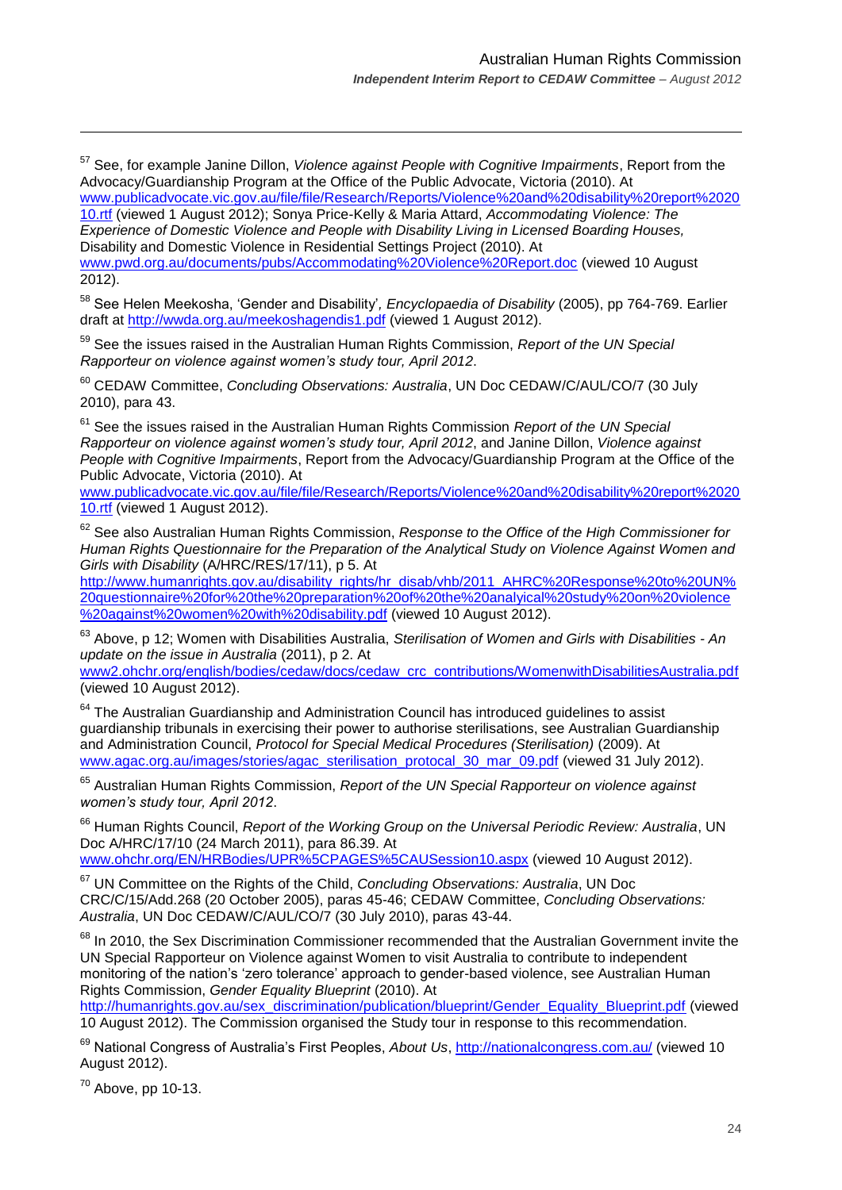[57] See, for example Janine Dillon, *Violence against People with Cognitive Impairments*, Report from the Advocacy/Guardianship Program at the Office of the Public Advocate, Victoria (2010). At www.publicadvocate.vic.gov.au/file/file/Research/Reports/Violence%20and%20disability%20report%202010.rtf (viewed 1 August 2012); Sonya Price-Kelly & Maria Attard, *Accommodating Violence: The Experience of Domestic Violence and People with Disability Living in Licensed Boarding Houses,* Disability and Domestic Violence in Residential Settings Project (2010). At www.pwd.org.au/documents/pubs/Accommodating%20Violence%20Report.doc (viewed 10 August 2012).

[58] See Helen Meekosha, 'Gender and Disability'*, Encyclopaedia of Disability* (2005), pp 764-769. Earlier draft at http://wwda.org.au/meekoshagendis1.pdf (viewed 1 August 2012).

[59] See the issues raised in the Australian Human Rights Commission, *Report of the UN Special Rapporteur on violence against women's study tour, April 2012*.

[60] CEDAW Committee, *Concluding Observations: Australia*, UN Doc CEDAW/C/AUL/CO/7 (30 July 2010), para 43.

[61] See the issues raised in the Australian Human Rights Commission *Report of the UN Special Rapporteur on violence against women's study tour, April 2012*, and Janine Dillon, *Violence against People with Cognitive Impairments*, Report from the Advocacy/Guardianship Program at the Office of the Public Advocate, Victoria (2010). At www.publicadvocate.vic.gov.au/file/file/Research/Reports/Violence%20and%20disability%20report%202010.rtf (viewed 1 August 2012).

[62] See also Australian Human Rights Commission, *Response to the Office of the High Commissioner for Human Rights Questionnaire for the Preparation of the Analytical Study on Violence Against Women and Girls with Disability* (A/HRC/RES/17/11), p 5. At http://www.humanrights.gov.au/disability_rights/hr_disab/vhb/2011_AHRC%20Response%20to%20UN%20questionnaire%20for%20the%20preparation%20of%20the%20analyical%20study%20on%20violence%20against%20women%20with%20disability.pdf (viewed 10 August 2012).

[63] Above, p 12; Women with Disabilities Australia, *Sterilisation of Women and Girls with Disabilities - An update on the issue in Australia* (2011), p 2. At www2.ohchr.org/english/bodies/cedaw/docs/cedaw_crc_contributions/WomenwithDisabilitiesAustralia.pdf (viewed 10 August 2012).

[64] The Australian Guardianship and Administration Council has introduced guidelines to assist guardianship tribunals in exercising their power to authorise sterilisations, see Australian Guardianship and Administration Council, *Protocol for Special Medical Procedures (Sterilisation)* (2009). At www.agac.org.au/images/stories/agac_sterilisation_protocal_30_mar_09.pdf (viewed 31 July 2012).

[65] Australian Human Rights Commission, *Report of the UN Special Rapporteur on violence against women's study tour, April 2012*.

[66] Human Rights Council, *Report of the Working Group on the Universal Periodic Review: Australia*, UN Doc A/HRC/17/10 (24 March 2011), para 86.39. At www.ohchr.org/EN/HRBodies/UPR%5CPAGES%5CAUSession10.aspx (viewed 10 August 2012).

[67] UN Committee on the Rights of the Child, *Concluding Observations: Australia*, UN Doc CRC/C/15/Add.268 (20 October 2005), paras 45-46; CEDAW Committee, *Concluding Observations: Australia*, UN Doc CEDAW/C/AUL/CO/7 (30 July 2010), paras 43-44.

[68] In 2010, the Sex Discrimination Commissioner recommended that the Australian Government invite the UN Special Rapporteur on Violence against Women to visit Australia to contribute to independent monitoring of the nation's 'zero tolerance' approach to gender-based violence, see Australian Human Rights Commission, *Gender Equality Blueprint* (2010). At http://humanrights.gov.au/sex_discrimination/publication/blueprint/Gender_Equality_Blueprint.pdf (viewed 10 August 2012). The Commission organised the Study tour in response to this recommendation.

[69] National Congress of Australia's First Peoples, *About Us*, http://nationalcongress.com.au/ (viewed 10 August 2012).

[70] Above, pp 10-13.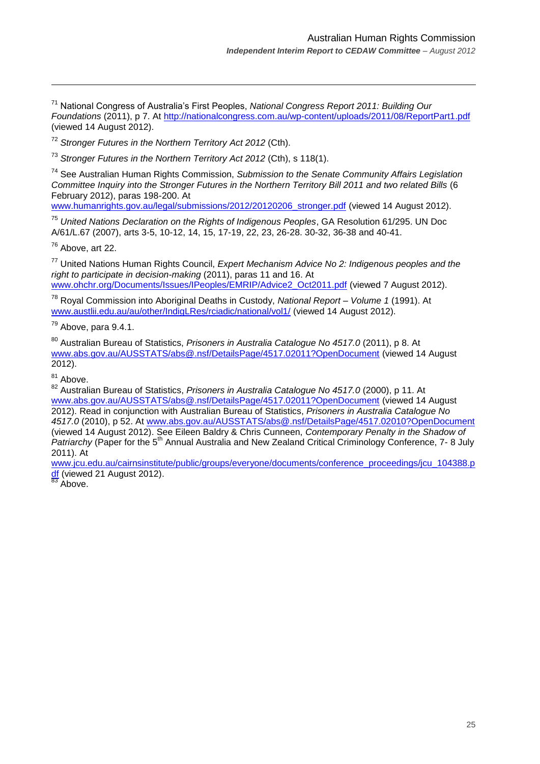[71] National Congress of Australia's First Peoples, *National Congress Report 2011: Building Our Foundations* (2011), p 7. At http://nationalcongress.com.au/wp-content/uploads/2011/08/ReportPart1.pdf (viewed 14 August 2012).

[72] *Stronger Futures in the Northern Territory Act 2012* (Cth).

[73] *Stronger Futures in the Northern Territory Act 2012* (Cth), s 118(1).

[74] See Australian Human Rights Commission, *Submission to the Senate Community Affairs Legislation Committee Inquiry into the Stronger Futures in the Northern Territory Bill 2011 and two related Bills* (6 February 2012), paras 198-200. At www.humanrights.gov.au/legal/submissions/2012/20120206_stronger.pdf (viewed 14 August 2012).

[75] *United Nations Declaration on the Rights of Indigenous Peoples*, GA Resolution 61/295. UN Doc A/61/L.67 (2007), arts 3-5, 10-12, 14, 15, 17-19, 22, 23, 26-28. 30-32, 36-38 and 40-41.

[76] Above, art 22.

[77] United Nations Human Rights Council, *Expert Mechanism Advice No 2: Indigenous peoples and the right to participate in decision-making* (2011), paras 11 and 16. At www.ohchr.org/Documents/Issues/IPeoples/EMRIP/Advice2_Oct2011.pdf (viewed 7 August 2012).

[78] Royal Commission into Aboriginal Deaths in Custody, *National Report – Volume 1* (1991). At www.austlii.edu.au/au/other/IndigLRes/rciadic/national/vol1/ (viewed 14 August 2012).

[79] Above, para 9.4.1.

[80] Australian Bureau of Statistics, *Prisoners in Australia Catalogue No 4517.0* (2011), p 8. At www.abs.gov.au/AUSSTATS/abs@.nsf/DetailsPage/4517.02011?OpenDocument (viewed 14 August 2012).

[81] Above.

[82] Australian Bureau of Statistics, *Prisoners in Australia Catalogue No 4517.0* (2000), p 11. At www.abs.gov.au/AUSSTATS/abs@.nsf/DetailsPage/4517.02011?OpenDocument (viewed 14 August 2012). Read in conjunction with Australian Bureau of Statistics, *Prisoners in Australia Catalogue No 4517.0* (2010), p 52. At www.abs.gov.au/AUSSTATS/abs@.nsf/DetailsPage/4517.02010?OpenDocument (viewed 14 August 2012). See Eileen Baldry & Chris Cunneen, *Contemporary Penalty in the Shadow of Patriarchy* (Paper for the 5th Annual Australia and New Zealand Critical Criminology Conference, 7- 8 July 2011). At www.jcu.edu.au/cairnsinstitute/public/groups/everyone/documents/conference_proceedings/jcu_104388.pdf (viewed 21 August 2012).

[83] Above.